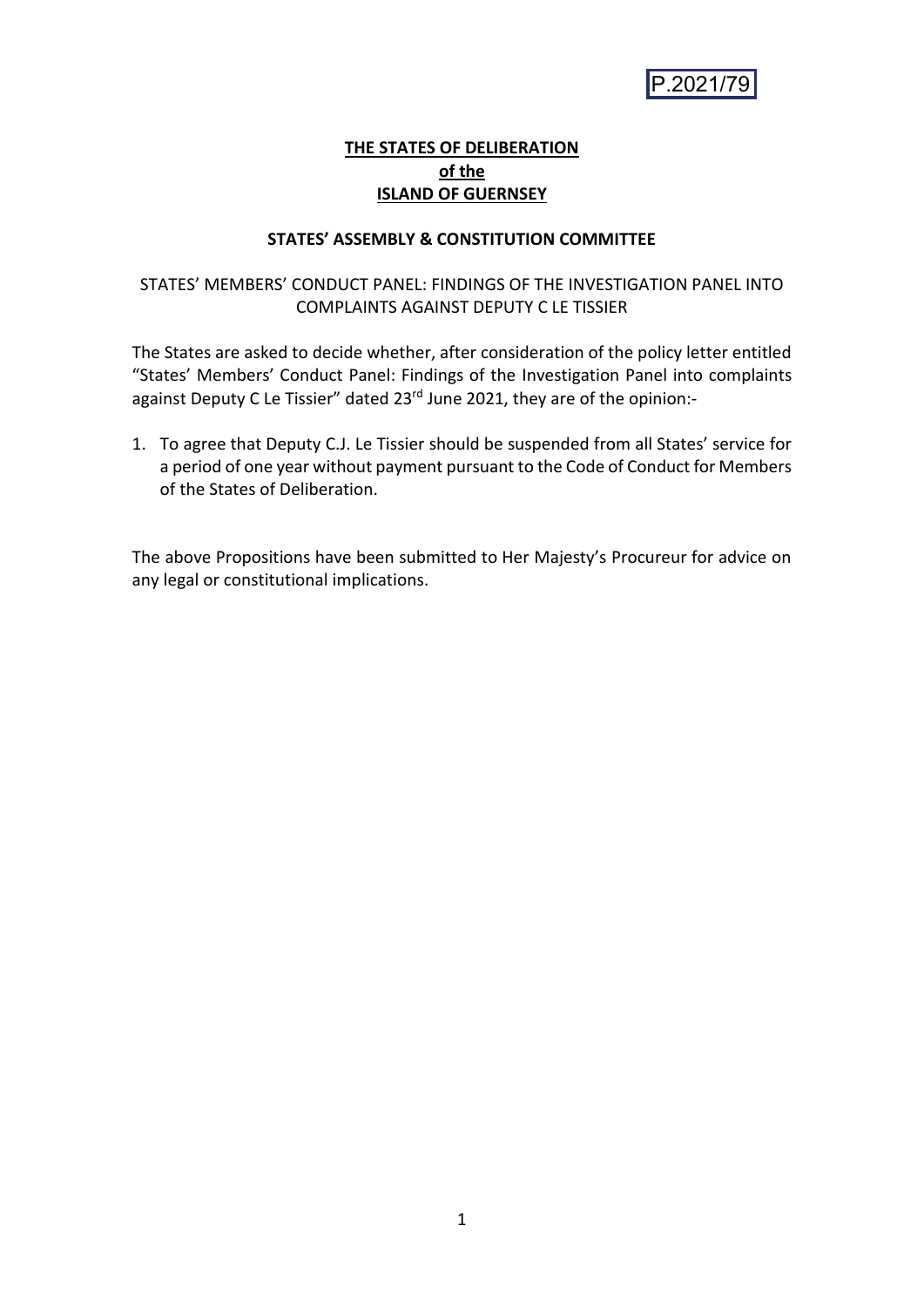P.2021/79

**THE STATES OF DELIBERATION**
**of the**
**ISLAND OF GUERNSEY**

**STATES' ASSEMBLY & CONSTITUTION COMMITTEE**

STATES' MEMBERS' CONDUCT PANEL: FINDINGS OF THE INVESTIGATION PANEL INTO COMPLAINTS AGAINST DEPUTY C LE TISSIER

The States are asked to decide whether, after consideration of the policy letter entitled "States' Members' Conduct Panel: Findings of the Investigation Panel into complaints against Deputy C Le Tissier" dated 23rd June 2021, they are of the opinion:-

1. To agree that Deputy C.J. Le Tissier should be suspended from all States' service for a period of one year without payment pursuant to the Code of Conduct for Members of the States of Deliberation.

The above Propositions have been submitted to Her Majesty's Procureur for advice on any legal or constitutional implications.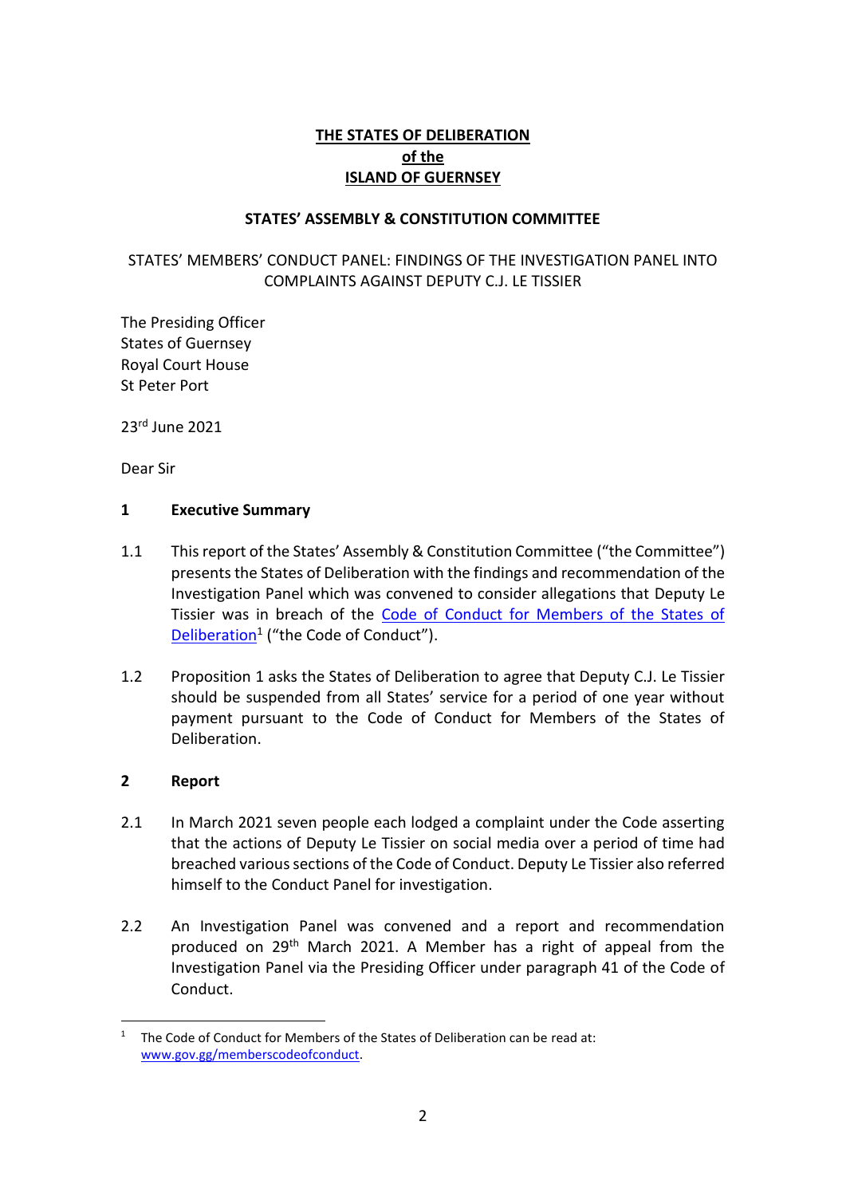**THE STATES OF DELIBERATION**
**of the**
**ISLAND OF GUERNSEY**

**STATES' ASSEMBLY & CONSTITUTION COMMITTEE**

STATES' MEMBERS' CONDUCT PANEL: FINDINGS OF THE INVESTIGATION PANEL INTO COMPLAINTS AGAINST DEPUTY C.J. LE TISSIER

The Presiding Officer
States of Guernsey
Royal Court House
St Peter Port

23rd June 2021

Dear Sir

## 1 Executive Summary

1.1 This report of the States' Assembly & Constitution Committee ("the Committee") presents the States of Deliberation with the findings and recommendation of the Investigation Panel which was convened to consider allegations that Deputy Le Tissier was in breach of the [Code of Conduct for Members of the States of Deliberation](www.gov.gg/memberscodeofconduct)[1] ("the Code of Conduct").

1.2 Proposition 1 asks the States of Deliberation to agree that Deputy C.J. Le Tissier should be suspended from all States' service for a period of one year without payment pursuant to the Code of Conduct for Members of the States of Deliberation.

## 2 Report

2.1 In March 2021 seven people each lodged a complaint under the Code asserting that the actions of Deputy Le Tissier on social media over a period of time had breached various sections of the Code of Conduct. Deputy Le Tissier also referred himself to the Conduct Panel for investigation.

2.2 An Investigation Panel was convened and a report and recommendation produced on 29th March 2021. A Member has a right of appeal from the Investigation Panel via the Presiding Officer under paragraph 41 of the Code of Conduct.

---

[1] The Code of Conduct for Members of the States of Deliberation can be read at: www.gov.gg/memberscodeofconduct.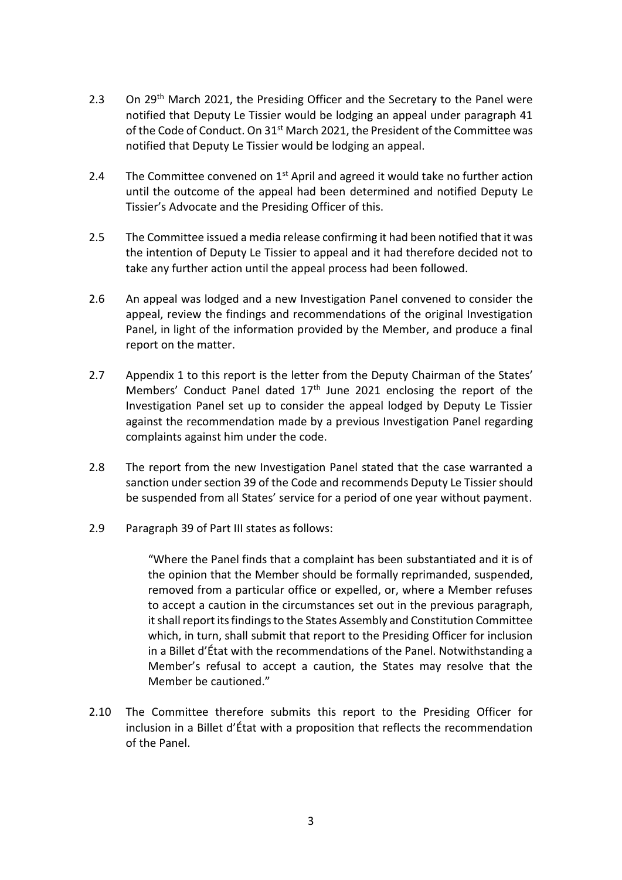2.3 On 29th March 2021, the Presiding Officer and the Secretary to the Panel were notified that Deputy Le Tissier would be lodging an appeal under paragraph 41 of the Code of Conduct. On 31st March 2021, the President of the Committee was notified that Deputy Le Tissier would be lodging an appeal.

2.4 The Committee convened on 1st April and agreed it would take no further action until the outcome of the appeal had been determined and notified Deputy Le Tissier's Advocate and the Presiding Officer of this.

2.5 The Committee issued a media release confirming it had been notified that it was the intention of Deputy Le Tissier to appeal and it had therefore decided not to take any further action until the appeal process had been followed.

2.6 An appeal was lodged and a new Investigation Panel convened to consider the appeal, review the findings and recommendations of the original Investigation Panel, in light of the information provided by the Member, and produce a final report on the matter.

2.7 Appendix 1 to this report is the letter from the Deputy Chairman of the States' Members' Conduct Panel dated 17th June 2021 enclosing the report of the Investigation Panel set up to consider the appeal lodged by Deputy Le Tissier against the recommendation made by a previous Investigation Panel regarding complaints against him under the code.

2.8 The report from the new Investigation Panel stated that the case warranted a sanction under section 39 of the Code and recommends Deputy Le Tissier should be suspended from all States' service for a period of one year without payment.

2.9 Paragraph 39 of Part III states as follows:

> "Where the Panel finds that a complaint has been substantiated and it is of the opinion that the Member should be formally reprimanded, suspended, removed from a particular office or expelled, or, where a Member refuses to accept a caution in the circumstances set out in the previous paragraph, it shall report its findings to the States Assembly and Constitution Committee which, in turn, shall submit that report to the Presiding Officer for inclusion in a Billet d'État with the recommendations of the Panel. Notwithstanding a Member's refusal to accept a caution, the States may resolve that the Member be cautioned."

2.10 The Committee therefore submits this report to the Presiding Officer for inclusion in a Billet d'État with a proposition that reflects the recommendation of the Panel.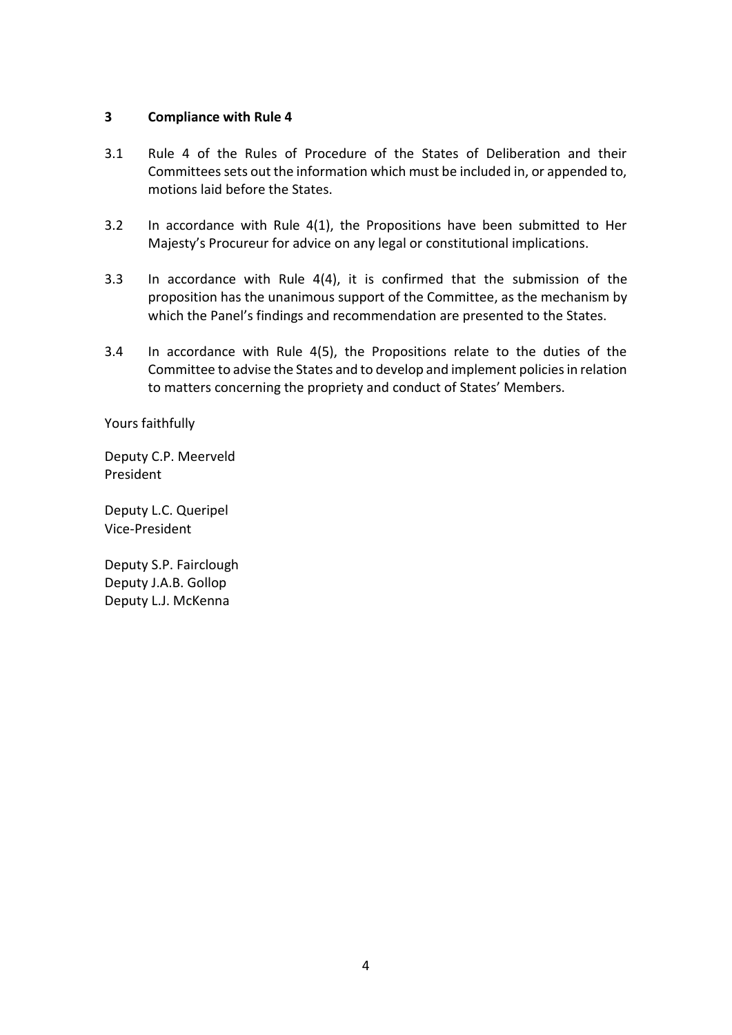## 3 Compliance with Rule 4

3.1 Rule 4 of the Rules of Procedure of the States of Deliberation and their Committees sets out the information which must be included in, or appended to, motions laid before the States.

3.2 In accordance with Rule 4(1), the Propositions have been submitted to Her Majesty's Procureur for advice on any legal or constitutional implications.

3.3 In accordance with Rule 4(4), it is confirmed that the submission of the proposition has the unanimous support of the Committee, as the mechanism by which the Panel's findings and recommendation are presented to the States.

3.4 In accordance with Rule 4(5), the Propositions relate to the duties of the Committee to advise the States and to develop and implement policies in relation to matters concerning the propriety and conduct of States' Members.

Yours faithfully

Deputy C.P. Meerveld
President

Deputy L.C. Queripel
Vice-President

Deputy S.P. Fairclough
Deputy J.A.B. Gollop
Deputy L.J. McKenna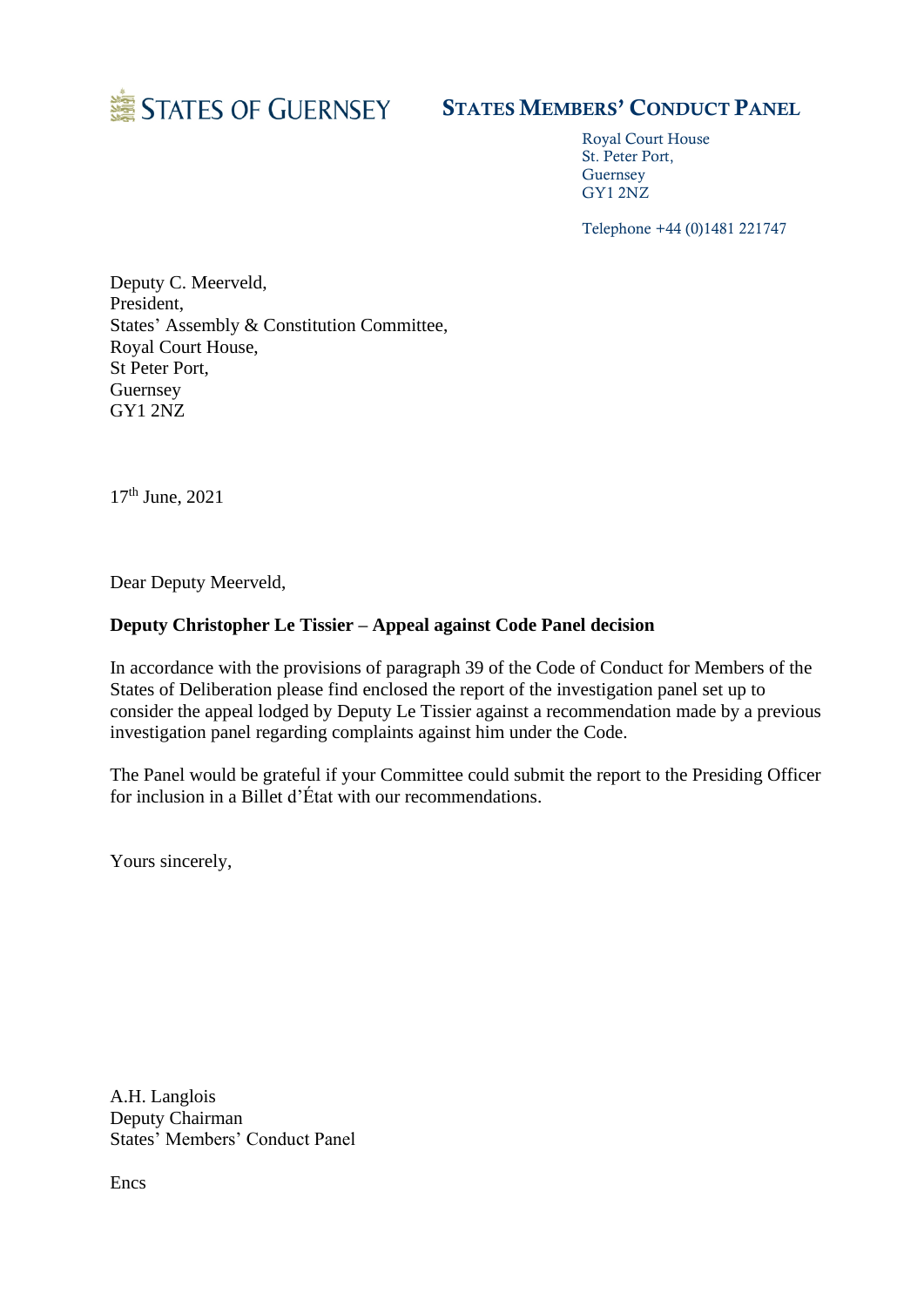STATES OF GUERNSEY

**STATES MEMBERS' CONDUCT PANEL**

Royal Court House
St. Peter Port,
Guernsey
GY1 2NZ

Telephone +44 (0)1481 221747

Deputy C. Meerveld,
President,
States' Assembly & Constitution Committee,
Royal Court House,
St Peter Port,
Guernsey
GY1 2NZ

17th June, 2021

Dear Deputy Meerveld,

**Deputy Christopher Le Tissier – Appeal against Code Panel decision**

In accordance with the provisions of paragraph 39 of the Code of Conduct for Members of the States of Deliberation please find enclosed the report of the investigation panel set up to consider the appeal lodged by Deputy Le Tissier against a recommendation made by a previous investigation panel regarding complaints against him under the Code.

The Panel would be grateful if your Committee could submit the report to the Presiding Officer for inclusion in a Billet d'État with our recommendations.

Yours sincerely,

A.H. Langlois
Deputy Chairman
States' Members' Conduct Panel

Encs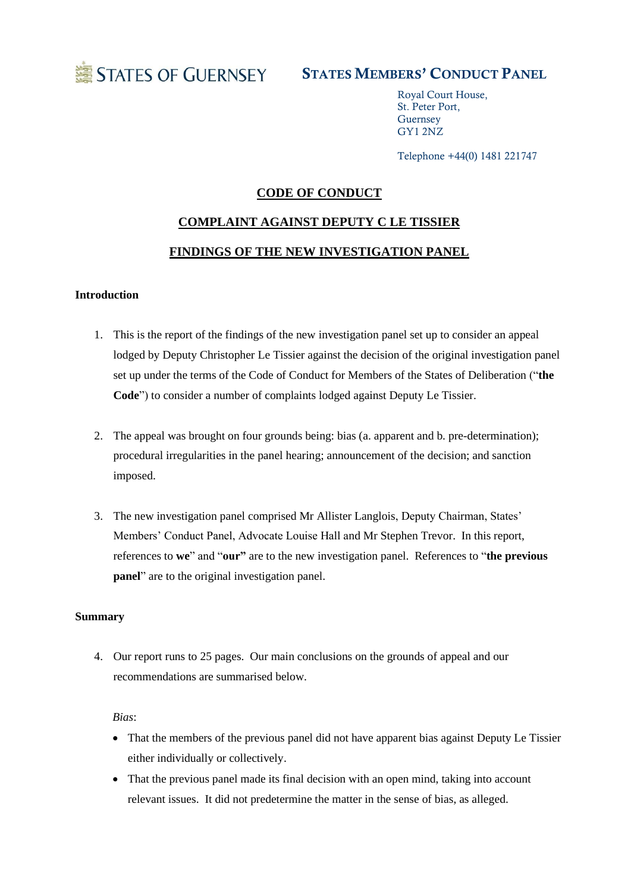STATES OF GUERNSEY

**STATES MEMBERS' CONDUCT PANEL**

Royal Court House,
St. Peter Port,
Guernsey
GY1 2NZ

Telephone +44(0) 1481 221747

**CODE OF CONDUCT**

**COMPLAINT AGAINST DEPUTY C LE TISSIER**

**FINDINGS OF THE NEW INVESTIGATION PANEL**

**Introduction**

1. This is the report of the findings of the new investigation panel set up to consider an appeal lodged by Deputy Christopher Le Tissier against the decision of the original investigation panel set up under the terms of the Code of Conduct for Members of the States of Deliberation ("**the Code**") to consider a number of complaints lodged against Deputy Le Tissier.

2. The appeal was brought on four grounds being: bias (a. apparent and b. pre-determination); procedural irregularities in the panel hearing; announcement of the decision; and sanction imposed.

3. The new investigation panel comprised Mr Allister Langlois, Deputy Chairman, States' Members' Conduct Panel, Advocate Louise Hall and Mr Stephen Trevor. In this report, references to **we**" and "**our"** are to the new investigation panel. References to "**the previous panel**" are to the original investigation panel.

**Summary**

4. Our report runs to 25 pages. Our main conclusions on the grounds of appeal and our recommendations are summarised below.

*Bias*:

- That the members of the previous panel did not have apparent bias against Deputy Le Tissier either individually or collectively.
- That the previous panel made its final decision with an open mind, taking into account relevant issues. It did not predetermine the matter in the sense of bias, as alleged.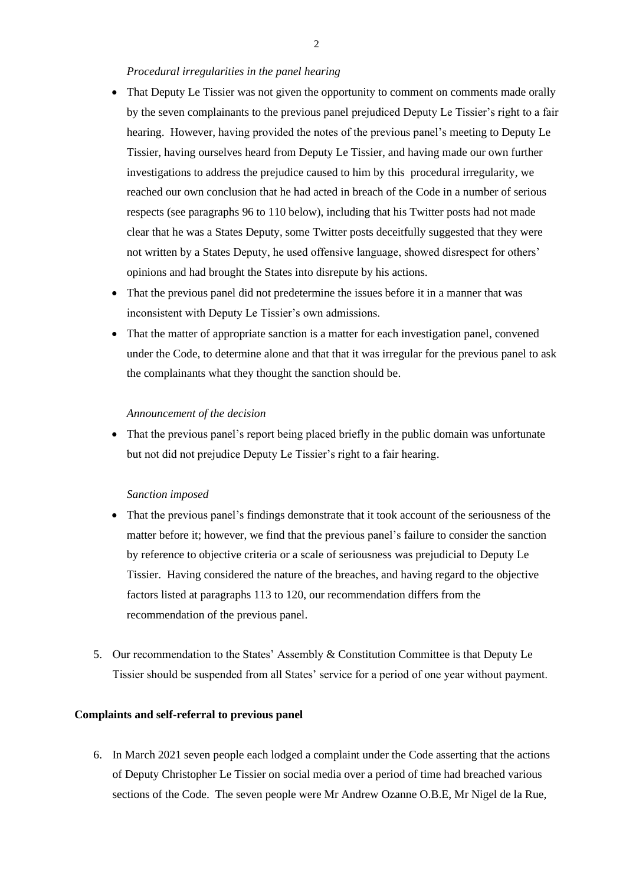*Procedural irregularities in the panel hearing*

- That Deputy Le Tissier was not given the opportunity to comment on comments made orally by the seven complainants to the previous panel prejudiced Deputy Le Tissier's right to a fair hearing. However, having provided the notes of the previous panel's meeting to Deputy Le Tissier, having ourselves heard from Deputy Le Tissier, and having made our own further investigations to address the prejudice caused to him by this procedural irregularity, we reached our own conclusion that he had acted in breach of the Code in a number of serious respects (see paragraphs 96 to 110 below), including that his Twitter posts had not made clear that he was a States Deputy, some Twitter posts deceitfully suggested that they were not written by a States Deputy, he used offensive language, showed disrespect for others' opinions and had brought the States into disrepute by his actions.
- That the previous panel did not predetermine the issues before it in a manner that was inconsistent with Deputy Le Tissier's own admissions.
- That the matter of appropriate sanction is a matter for each investigation panel, convened under the Code, to determine alone and that that it was irregular for the previous panel to ask the complainants what they thought the sanction should be.

*Announcement of the decision*

- That the previous panel's report being placed briefly in the public domain was unfortunate but not did not prejudice Deputy Le Tissier's right to a fair hearing.

*Sanction imposed*

- That the previous panel's findings demonstrate that it took account of the seriousness of the matter before it; however, we find that the previous panel's failure to consider the sanction by reference to objective criteria or a scale of seriousness was prejudicial to Deputy Le Tissier. Having considered the nature of the breaches, and having regard to the objective factors listed at paragraphs 113 to 120, our recommendation differs from the recommendation of the previous panel.

5. Our recommendation to the States' Assembly & Constitution Committee is that Deputy Le Tissier should be suspended from all States' service for a period of one year without payment.

**Complaints and self-referral to previous panel**

6. In March 2021 seven people each lodged a complaint under the Code asserting that the actions of Deputy Christopher Le Tissier on social media over a period of time had breached various sections of the Code. The seven people were Mr Andrew Ozanne O.B.E, Mr Nigel de la Rue,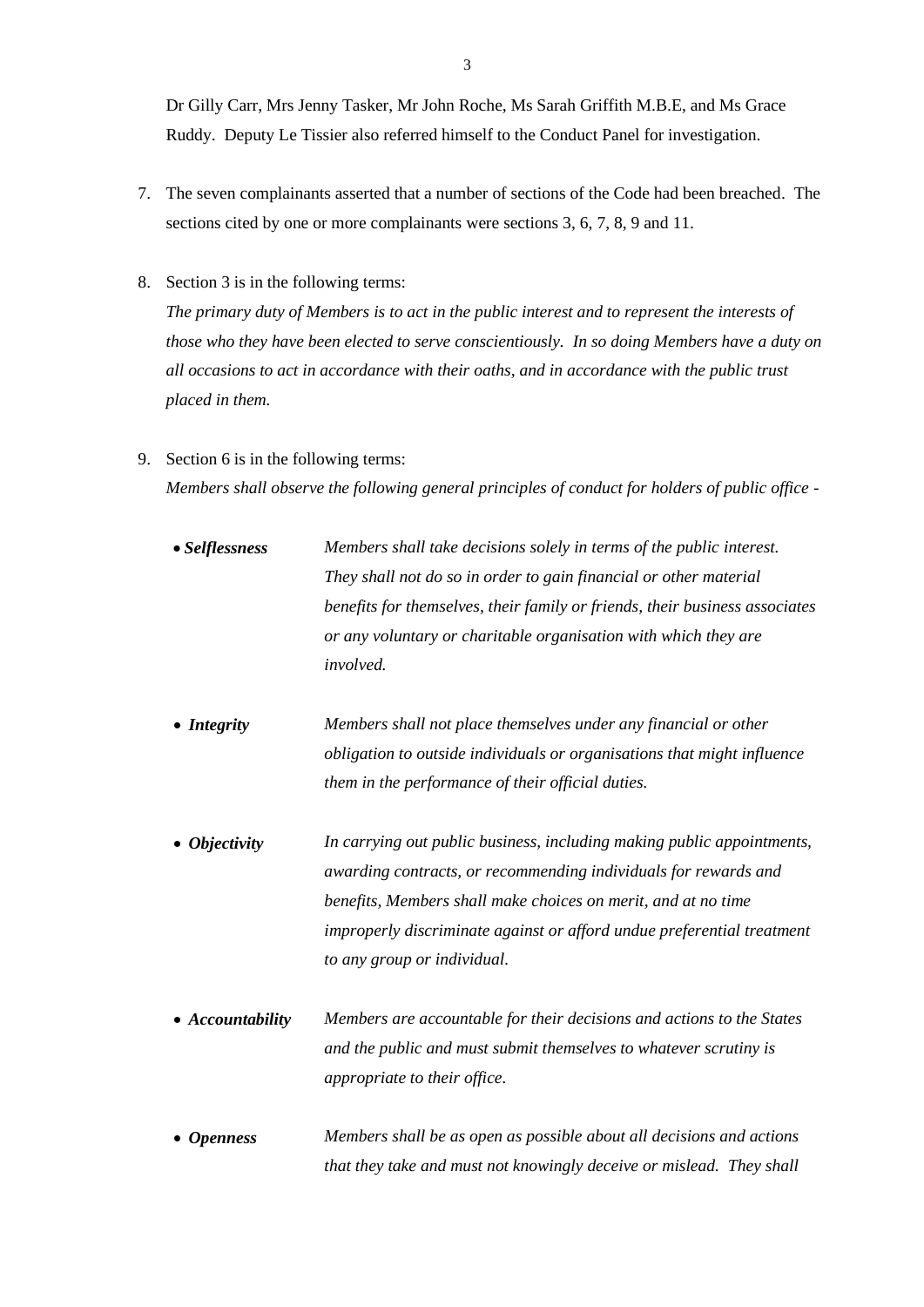Dr Gilly Carr, Mrs Jenny Tasker, Mr John Roche, Ms Sarah Griffith M.B.E, and Ms Grace Ruddy. Deputy Le Tissier also referred himself to the Conduct Panel for investigation.

7. The seven complainants asserted that a number of sections of the Code had been breached. The sections cited by one or more complainants were sections 3, 6, 7, 8, 9 and 11.

8. Section 3 is in the following terms:
*The primary duty of Members is to act in the public interest and to represent the interests of those who they have been elected to serve conscientiously. In so doing Members have a duty on all occasions to act in accordance with their oaths, and in accordance with the public trust placed in them.*

9. Section 6 is in the following terms:
*Members shall observe the following general principles of conduct for holders of public office -*

   - ***Selflessness*** *Members shall take decisions solely in terms of the public interest. They shall not do so in order to gain financial or other material benefits for themselves, their family or friends, their business associates or any voluntary or charitable organisation with which they are involved.*

   - ***Integrity*** *Members shall not place themselves under any financial or other obligation to outside individuals or organisations that might influence them in the performance of their official duties.*

   - ***Objectivity*** *In carrying out public business, including making public appointments, awarding contracts, or recommending individuals for rewards and benefits, Members shall make choices on merit, and at no time improperly discriminate against or afford undue preferential treatment to any group or individual.*

   - ***Accountability*** *Members are accountable for their decisions and actions to the States and the public and must submit themselves to whatever scrutiny is appropriate to their office.*

   - ***Openness*** *Members shall be as open as possible about all decisions and actions that they take and must not knowingly deceive or mislead. They shall*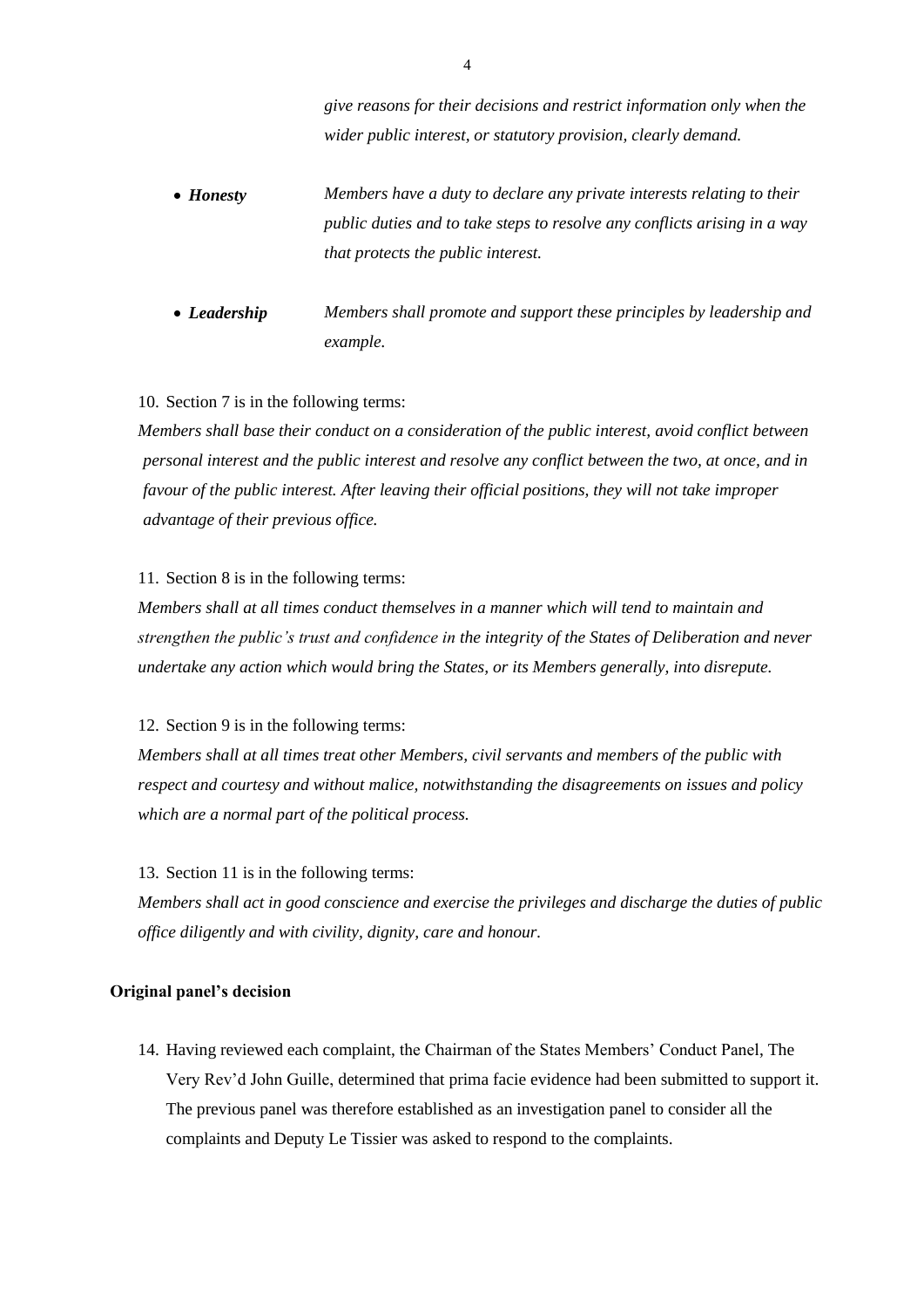*give reasons for their decisions and restrict information only when the wider public interest, or statutory provision, clearly demand.*

- ***Honesty*** *Members have a duty to declare any private interests relating to their public duties and to take steps to resolve any conflicts arising in a way that protects the public interest.*

- ***Leadership*** *Members shall promote and support these principles by leadership and example.*

10. Section 7 is in the following terms:

*Members shall base their conduct on a consideration of the public interest, avoid conflict between personal interest and the public interest and resolve any conflict between the two, at once, and in favour of the public interest. After leaving their official positions, they will not take improper advantage of their previous office.*

11. Section 8 is in the following terms:

*Members shall at all times conduct themselves in a manner which will tend to maintain and strengthen the public's trust and confidence in the integrity of the States of Deliberation and never undertake any action which would bring the States, or its Members generally, into disrepute.*

12. Section 9 is in the following terms:

*Members shall at all times treat other Members, civil servants and members of the public with respect and courtesy and without malice, notwithstanding the disagreements on issues and policy which are a normal part of the political process.*

13. Section 11 is in the following terms:

*Members shall act in good conscience and exercise the privileges and discharge the duties of public office diligently and with civility, dignity, care and honour.*

## Original panel's decision

14. Having reviewed each complaint, the Chairman of the States Members' Conduct Panel, The Very Rev'd John Guille, determined that prima facie evidence had been submitted to support it. The previous panel was therefore established as an investigation panel to consider all the complaints and Deputy Le Tissier was asked to respond to the complaints.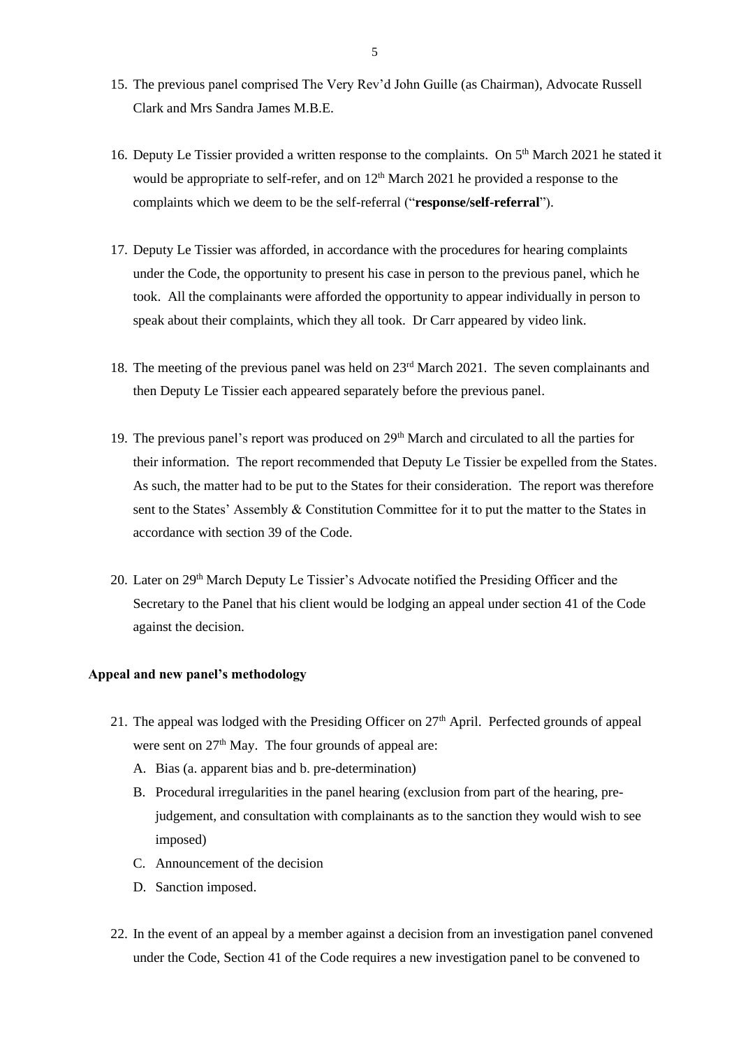15. The previous panel comprised The Very Rev'd John Guille (as Chairman), Advocate Russell Clark and Mrs Sandra James M.B.E.

16. Deputy Le Tissier provided a written response to the complaints. On 5th March 2021 he stated it would be appropriate to self-refer, and on 12th March 2021 he provided a response to the complaints which we deem to be the self-referral ("**response/self-referral**").

17. Deputy Le Tissier was afforded, in accordance with the procedures for hearing complaints under the Code, the opportunity to present his case in person to the previous panel, which he took. All the complainants were afforded the opportunity to appear individually in person to speak about their complaints, which they all took. Dr Carr appeared by video link.

18. The meeting of the previous panel was held on 23rd March 2021. The seven complainants and then Deputy Le Tissier each appeared separately before the previous panel.

19. The previous panel's report was produced on 29th March and circulated to all the parties for their information. The report recommended that Deputy Le Tissier be expelled from the States. As such, the matter had to be put to the States for their consideration. The report was therefore sent to the States' Assembly & Constitution Committee for it to put the matter to the States in accordance with section 39 of the Code.

20. Later on 29th March Deputy Le Tissier's Advocate notified the Presiding Officer and the Secretary to the Panel that his client would be lodging an appeal under section 41 of the Code against the decision.

**Appeal and new panel's methodology**

21. The appeal was lodged with the Presiding Officer on 27th April. Perfected grounds of appeal were sent on 27th May. The four grounds of appeal are:
    A. Bias (a. apparent bias and b. pre-determination)
    B. Procedural irregularities in the panel hearing (exclusion from part of the hearing, pre-judgement, and consultation with complainants as to the sanction they would wish to see imposed)
    C. Announcement of the decision
    D. Sanction imposed.

22. In the event of an appeal by a member against a decision from an investigation panel convened under the Code, Section 41 of the Code requires a new investigation panel to be convened to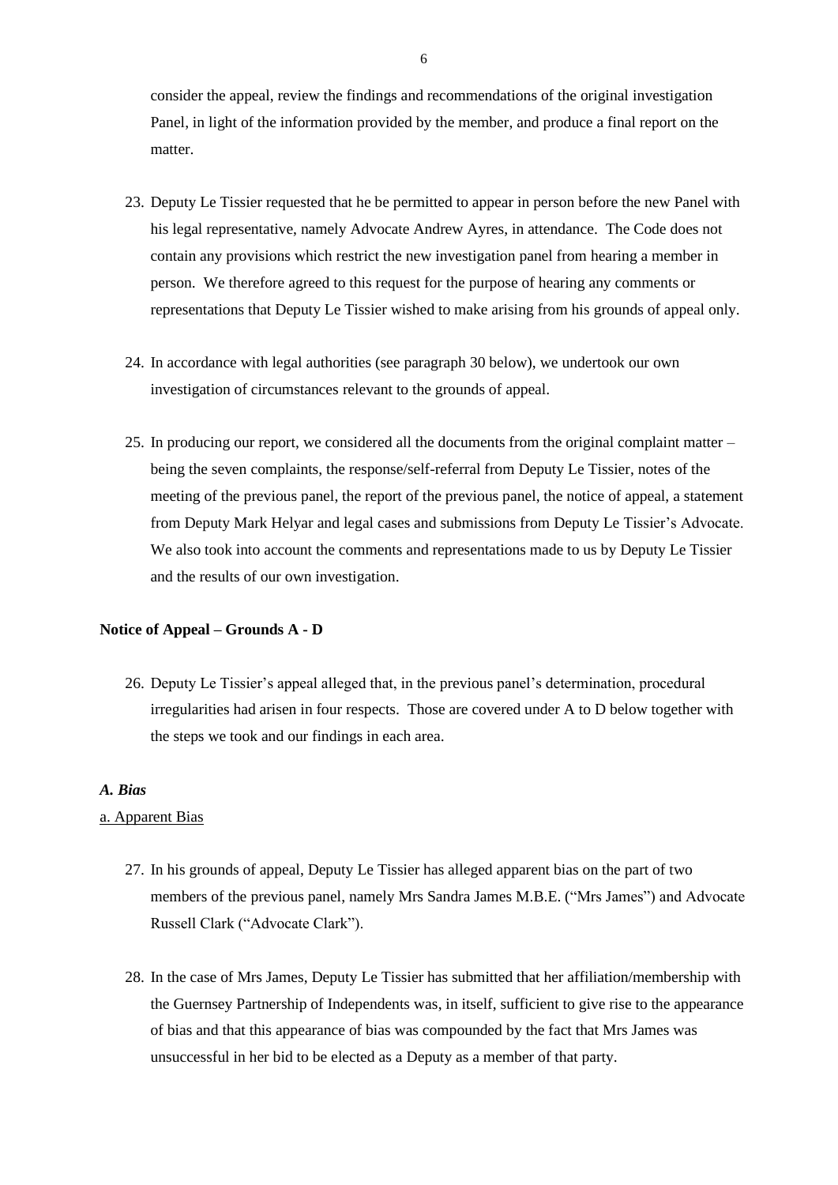consider the appeal, review the findings and recommendations of the original investigation Panel, in light of the information provided by the member, and produce a final report on the matter.

23. Deputy Le Tissier requested that he be permitted to appear in person before the new Panel with his legal representative, namely Advocate Andrew Ayres, in attendance. The Code does not contain any provisions which restrict the new investigation panel from hearing a member in person. We therefore agreed to this request for the purpose of hearing any comments or representations that Deputy Le Tissier wished to make arising from his grounds of appeal only.

24. In accordance with legal authorities (see paragraph 30 below), we undertook our own investigation of circumstances relevant to the grounds of appeal.

25. In producing our report, we considered all the documents from the original complaint matter – being the seven complaints, the response/self-referral from Deputy Le Tissier, notes of the meeting of the previous panel, the report of the previous panel, the notice of appeal, a statement from Deputy Mark Helyar and legal cases and submissions from Deputy Le Tissier's Advocate. We also took into account the comments and representations made to us by Deputy Le Tissier and the results of our own investigation.

**Notice of Appeal – Grounds A - D**

26. Deputy Le Tissier's appeal alleged that, in the previous panel's determination, procedural irregularities had arisen in four respects. Those are covered under A to D below together with the steps we took and our findings in each area.

***A. Bias***

<u>a. Apparent Bias</u>

27. In his grounds of appeal, Deputy Le Tissier has alleged apparent bias on the part of two members of the previous panel, namely Mrs Sandra James M.B.E. ("Mrs James") and Advocate Russell Clark ("Advocate Clark").

28. In the case of Mrs James, Deputy Le Tissier has submitted that her affiliation/membership with the Guernsey Partnership of Independents was, in itself, sufficient to give rise to the appearance of bias and that this appearance of bias was compounded by the fact that Mrs James was unsuccessful in her bid to be elected as a Deputy as a member of that party.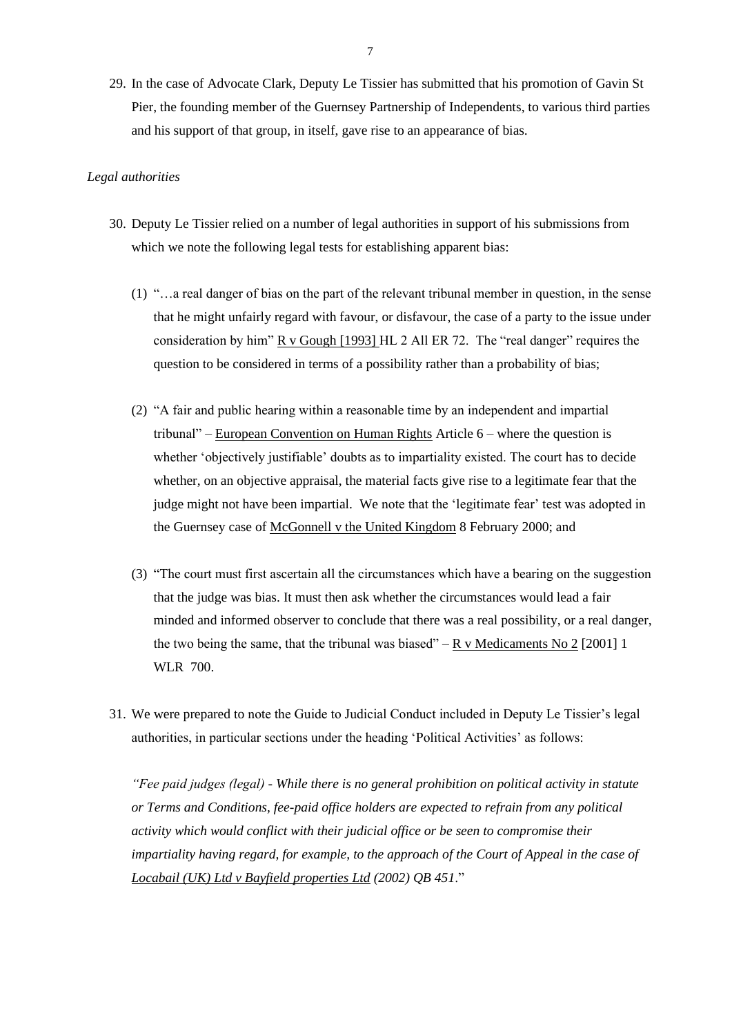29. In the case of Advocate Clark, Deputy Le Tissier has submitted that his promotion of Gavin St Pier, the founding member of the Guernsey Partnership of Independents, to various third parties and his support of that group, in itself, gave rise to an appearance of bias.

*Legal authorities*

30. Deputy Le Tissier relied on a number of legal authorities in support of his submissions from which we note the following legal tests for establishing apparent bias:

    (1) "…a real danger of bias on the part of the relevant tribunal member in question, in the sense that he might unfairly regard with favour, or disfavour, the case of a party to the issue under consideration by him" R v Gough [1993] HL 2 All ER 72. The "real danger" requires the question to be considered in terms of a possibility rather than a probability of bias;

    (2) "A fair and public hearing within a reasonable time by an independent and impartial tribunal" – European Convention on Human Rights Article 6 – where the question is whether 'objectively justifiable' doubts as to impartiality existed. The court has to decide whether, on an objective appraisal, the material facts give rise to a legitimate fear that the judge might not have been impartial. We note that the 'legitimate fear' test was adopted in the Guernsey case of McGonnell v the United Kingdom 8 February 2000; and

    (3) "The court must first ascertain all the circumstances which have a bearing on the suggestion that the judge was bias. It must then ask whether the circumstances would lead a fair minded and informed observer to conclude that there was a real possibility, or a real danger, the two being the same, that the tribunal was biased" – R v Medicaments No 2 [2001] 1 WLR 700.

31. We were prepared to note the Guide to Judicial Conduct included in Deputy Le Tissier's legal authorities, in particular sections under the heading 'Political Activities' as follows:

    *"Fee paid judges (legal) - While there is no general prohibition on political activity in statute or Terms and Conditions, fee-paid office holders are expected to refrain from any political activity which would conflict with their judicial office or be seen to compromise their impartiality having regard, for example, to the approach of the Court of Appeal in the case of Locabail (UK) Ltd v Bayfield properties Ltd (2002) QB 451.*"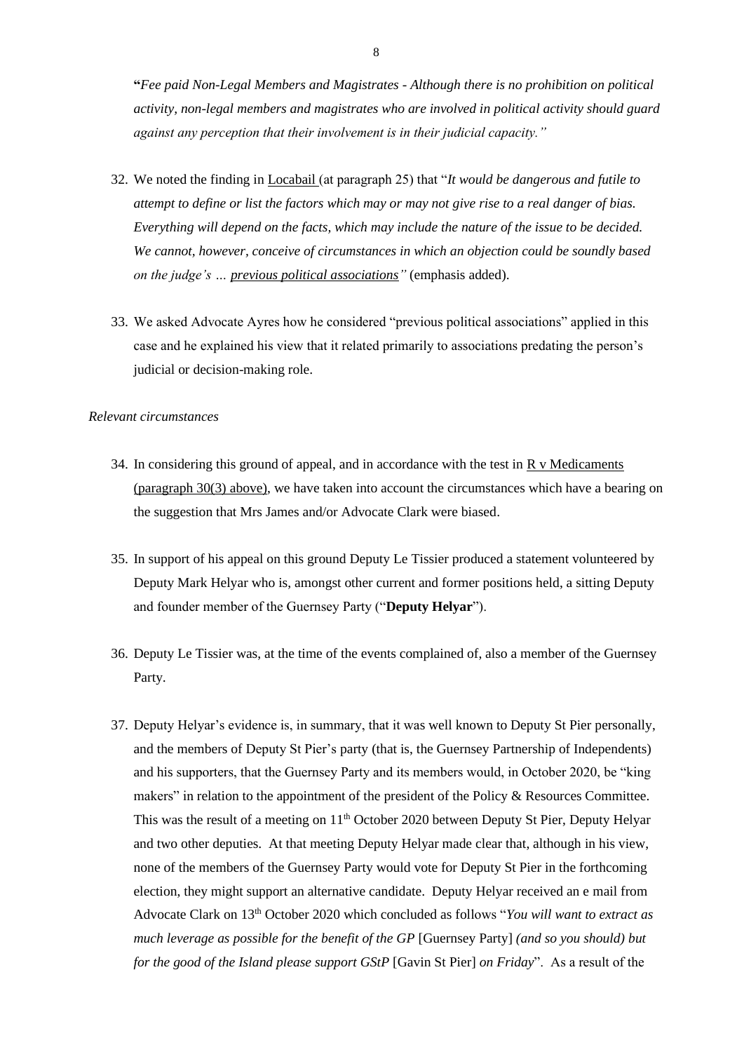**"***Fee paid Non-Legal Members and Magistrates - Although there is no prohibition on political activity, non-legal members and magistrates who are involved in political activity should guard against any perception that their involvement is in their judicial capacity."*

32. We noted the finding in Locabail (at paragraph 25) that "*It would be dangerous and futile to attempt to define or list the factors which may or may not give rise to a real danger of bias. Everything will depend on the facts, which may include the nature of the issue to be decided. We cannot, however, conceive of circumstances in which an objection could be soundly based on the judge's … previous political associations"* (emphasis added).

33. We asked Advocate Ayres how he considered "previous political associations" applied in this case and he explained his view that it related primarily to associations predating the person's judicial or decision-making role.

*Relevant circumstances*

34. In considering this ground of appeal, and in accordance with the test in R v Medicaments (paragraph 30(3) above), we have taken into account the circumstances which have a bearing on the suggestion that Mrs James and/or Advocate Clark were biased.

35. In support of his appeal on this ground Deputy Le Tissier produced a statement volunteered by Deputy Mark Helyar who is, amongst other current and former positions held, a sitting Deputy and founder member of the Guernsey Party ("**Deputy Helyar**").

36. Deputy Le Tissier was, at the time of the events complained of, also a member of the Guernsey Party.

37. Deputy Helyar's evidence is, in summary, that it was well known to Deputy St Pier personally, and the members of Deputy St Pier's party (that is, the Guernsey Partnership of Independents) and his supporters, that the Guernsey Party and its members would, in October 2020, be "king makers" in relation to the appointment of the president of the Policy & Resources Committee. This was the result of a meeting on 11th October 2020 between Deputy St Pier, Deputy Helyar and two other deputies. At that meeting Deputy Helyar made clear that, although in his view, none of the members of the Guernsey Party would vote for Deputy St Pier in the forthcoming election, they might support an alternative candidate. Deputy Helyar received an e mail from Advocate Clark on 13th October 2020 which concluded as follows "*You will want to extract as much leverage as possible for the benefit of the GP* [Guernsey Party] *(and so you should) but for the good of the Island please support GStP* [Gavin St Pier] *on Friday*". As a result of the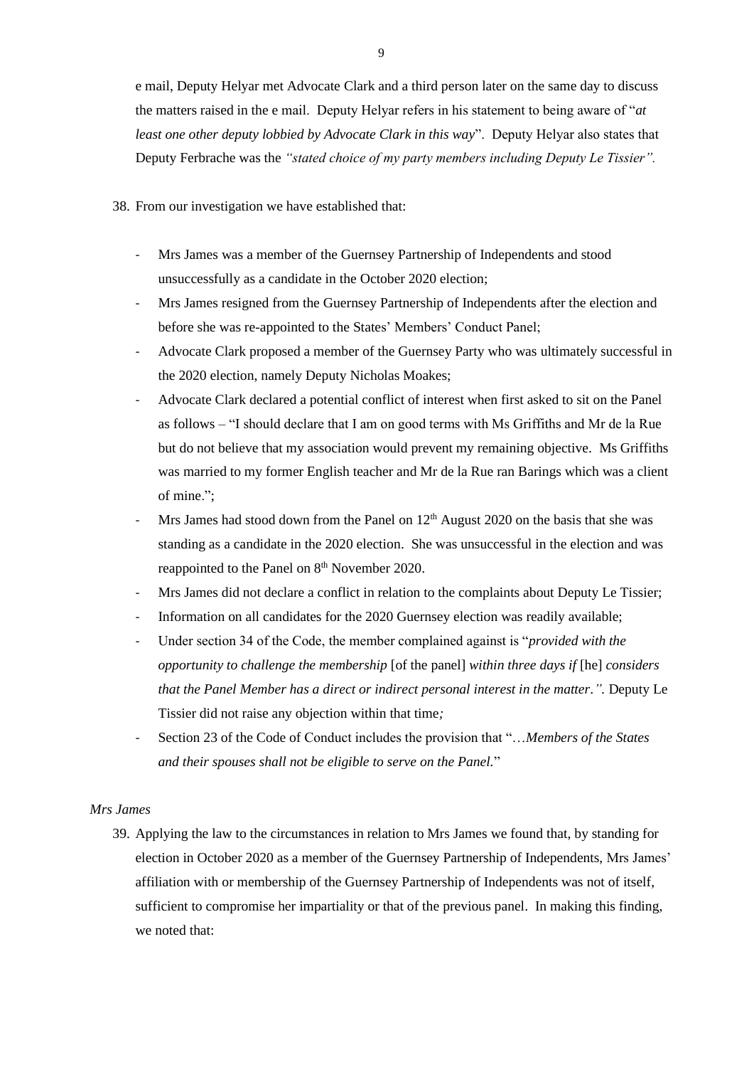e mail, Deputy Helyar met Advocate Clark and a third person later on the same day to discuss the matters raised in the e mail. Deputy Helyar refers in his statement to being aware of "*at least one other deputy lobbied by Advocate Clark in this way*". Deputy Helyar also states that Deputy Ferbrache was the *"stated choice of my party members including Deputy Le Tissier".*

38. From our investigation we have established that:

   - Mrs James was a member of the Guernsey Partnership of Independents and stood unsuccessfully as a candidate in the October 2020 election;
   - Mrs James resigned from the Guernsey Partnership of Independents after the election and before she was re-appointed to the States' Members' Conduct Panel;
   - Advocate Clark proposed a member of the Guernsey Party who was ultimately successful in the 2020 election, namely Deputy Nicholas Moakes;
   - Advocate Clark declared a potential conflict of interest when first asked to sit on the Panel as follows – "I should declare that I am on good terms with Ms Griffiths and Mr de la Rue but do not believe that my association would prevent my remaining objective. Ms Griffiths was married to my former English teacher and Mr de la Rue ran Barings which was a client of mine.";
   - Mrs James had stood down from the Panel on 12th August 2020 on the basis that she was standing as a candidate in the 2020 election. She was unsuccessful in the election and was reappointed to the Panel on 8th November 2020.
   - Mrs James did not declare a conflict in relation to the complaints about Deputy Le Tissier;
   - Information on all candidates for the 2020 Guernsey election was readily available;
   - Under section 34 of the Code, the member complained against is "*provided with the opportunity to challenge the membership* [of the panel] *within three days if* [he] *considers that the Panel Member has a direct or indirect personal interest in the matter.".* Deputy Le Tissier did not raise any objection within that time*;*
   - Section 23 of the Code of Conduct includes the provision that "…*Members of the States and their spouses shall not be eligible to serve on the Panel.*"

*Mrs James*

39. Applying the law to the circumstances in relation to Mrs James we found that, by standing for election in October 2020 as a member of the Guernsey Partnership of Independents, Mrs James' affiliation with or membership of the Guernsey Partnership of Independents was not of itself, sufficient to compromise her impartiality or that of the previous panel. In making this finding, we noted that: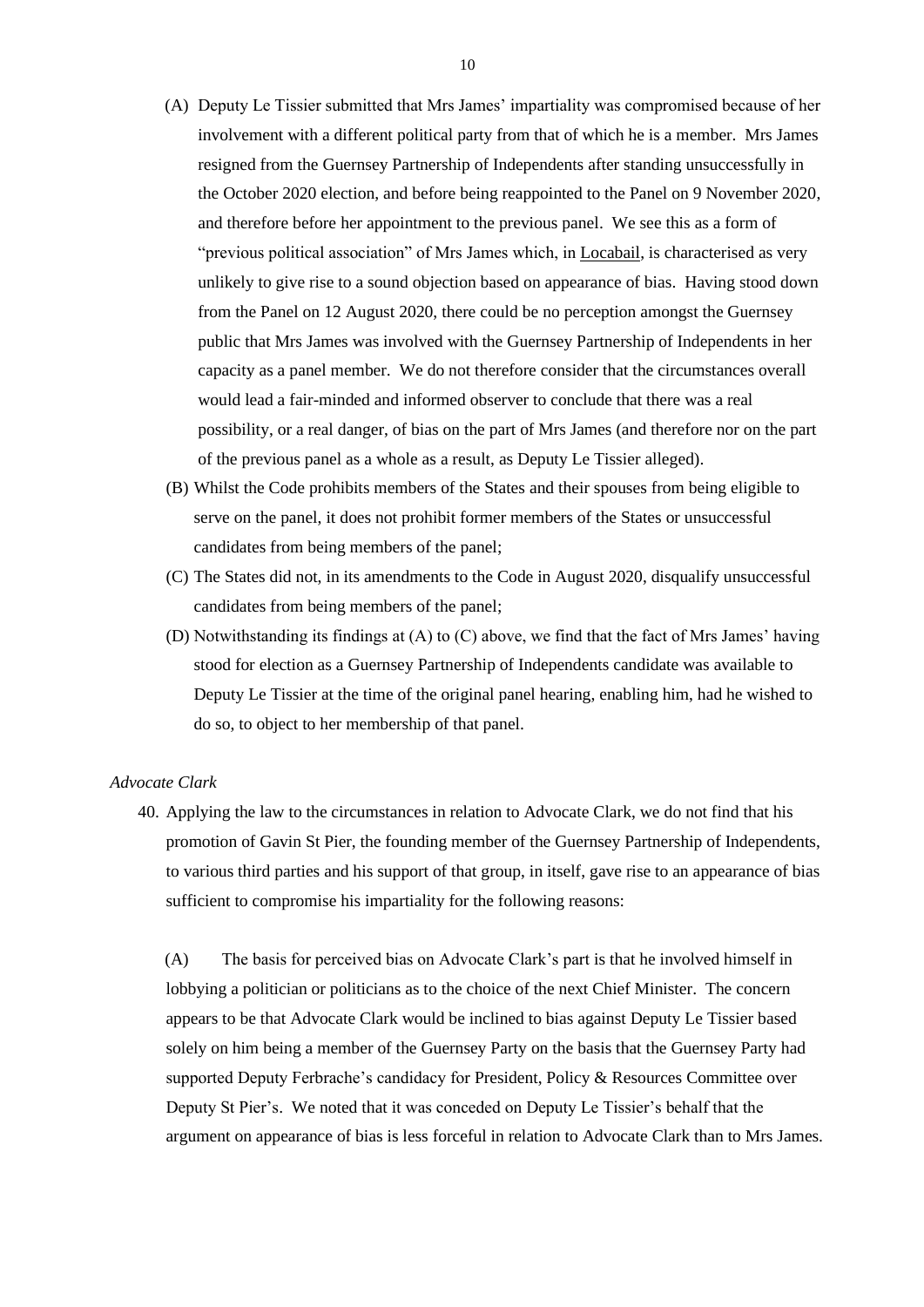(A) Deputy Le Tissier submitted that Mrs James' impartiality was compromised because of her involvement with a different political party from that of which he is a member. Mrs James resigned from the Guernsey Partnership of Independents after standing unsuccessfully in the October 2020 election, and before being reappointed to the Panel on 9 November 2020, and therefore before her appointment to the previous panel. We see this as a form of "previous political association" of Mrs James which, in Locabail, is characterised as very unlikely to give rise to a sound objection based on appearance of bias. Having stood down from the Panel on 12 August 2020, there could be no perception amongst the Guernsey public that Mrs James was involved with the Guernsey Partnership of Independents in her capacity as a panel member. We do not therefore consider that the circumstances overall would lead a fair-minded and informed observer to conclude that there was a real possibility, or a real danger, of bias on the part of Mrs James (and therefore nor on the part of the previous panel as a whole as a result, as Deputy Le Tissier alleged).

(B) Whilst the Code prohibits members of the States and their spouses from being eligible to serve on the panel, it does not prohibit former members of the States or unsuccessful candidates from being members of the panel;

(C) The States did not, in its amendments to the Code in August 2020, disqualify unsuccessful candidates from being members of the panel;

(D) Notwithstanding its findings at (A) to (C) above, we find that the fact of Mrs James' having stood for election as a Guernsey Partnership of Independents candidate was available to Deputy Le Tissier at the time of the original panel hearing, enabling him, had he wished to do so, to object to her membership of that panel.

*Advocate Clark*

40. Applying the law to the circumstances in relation to Advocate Clark, we do not find that his promotion of Gavin St Pier, the founding member of the Guernsey Partnership of Independents, to various third parties and his support of that group, in itself, gave rise to an appearance of bias sufficient to compromise his impartiality for the following reasons:

(A) The basis for perceived bias on Advocate Clark's part is that he involved himself in lobbying a politician or politicians as to the choice of the next Chief Minister. The concern appears to be that Advocate Clark would be inclined to bias against Deputy Le Tissier based solely on him being a member of the Guernsey Party on the basis that the Guernsey Party had supported Deputy Ferbrache's candidacy for President, Policy & Resources Committee over Deputy St Pier's. We noted that it was conceded on Deputy Le Tissier's behalf that the argument on appearance of bias is less forceful in relation to Advocate Clark than to Mrs James.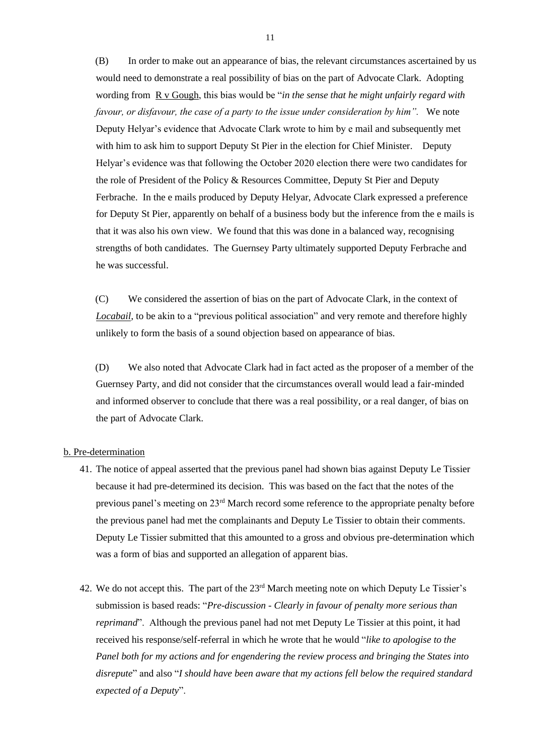(B) In order to make out an appearance of bias, the relevant circumstances ascertained by us would need to demonstrate a real possibility of bias on the part of Advocate Clark. Adopting wording from R v Gough, this bias would be "*in the sense that he might unfairly regard with favour, or disfavour, the case of a party to the issue under consideration by him".* We note Deputy Helyar's evidence that Advocate Clark wrote to him by e mail and subsequently met with him to ask him to support Deputy St Pier in the election for Chief Minister. Deputy Helyar's evidence was that following the October 2020 election there were two candidates for the role of President of the Policy & Resources Committee, Deputy St Pier and Deputy Ferbrache. In the e mails produced by Deputy Helyar, Advocate Clark expressed a preference for Deputy St Pier, apparently on behalf of a business body but the inference from the e mails is that it was also his own view. We found that this was done in a balanced way, recognising strengths of both candidates. The Guernsey Party ultimately supported Deputy Ferbrache and he was successful.

(C) We considered the assertion of bias on the part of Advocate Clark, in the context of ***Locabail***, to be akin to a "previous political association" and very remote and therefore highly unlikely to form the basis of a sound objection based on appearance of bias.

(D) We also noted that Advocate Clark had in fact acted as the proposer of a member of the Guernsey Party, and did not consider that the circumstances overall would lead a fair-minded and informed observer to conclude that there was a real possibility, or a real danger, of bias on the part of Advocate Clark.

b. Pre-determination

41. The notice of appeal asserted that the previous panel had shown bias against Deputy Le Tissier because it had pre-determined its decision. This was based on the fact that the notes of the previous panel's meeting on 23rd March record some reference to the appropriate penalty before the previous panel had met the complainants and Deputy Le Tissier to obtain their comments. Deputy Le Tissier submitted that this amounted to a gross and obvious pre-determination which was a form of bias and supported an allegation of apparent bias.

42. We do not accept this. The part of the 23rd March meeting note on which Deputy Le Tissier's submission is based reads: "*Pre-discussion - Clearly in favour of penalty more serious than reprimand*". Although the previous panel had not met Deputy Le Tissier at this point, it had received his response/self-referral in which he wrote that he would "*like to apologise to the Panel both for my actions and for engendering the review process and bringing the States into disrepute*" and also "*I should have been aware that my actions fell below the required standard expected of a Deputy*".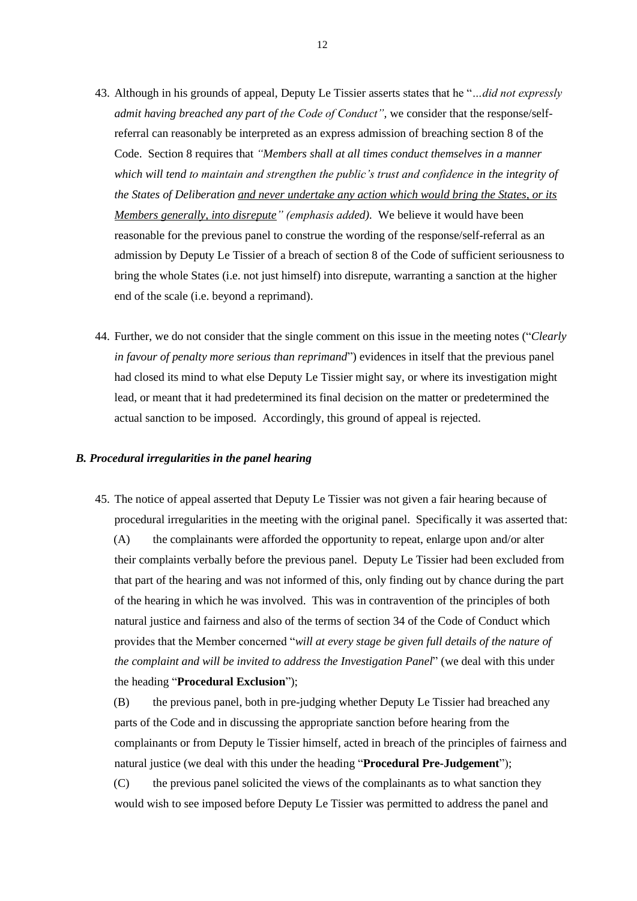43. Although in his grounds of appeal, Deputy Le Tissier asserts states that he "*…did not expressly admit having breached any part of the Code of Conduct"*, we consider that the response/self-referral can reasonably be interpreted as an express admission of breaching section 8 of the Code. Section 8 requires that *"Members shall at all times conduct themselves in a manner which will tend to maintain and strengthen the public's trust and confidence in the integrity of the States of Deliberation <u>and never undertake any action which would bring the States, or its Members generally, into disrepute</u>" (emphasis added).* We believe it would have been reasonable for the previous panel to construe the wording of the response/self-referral as an admission by Deputy Le Tissier of a breach of section 8 of the Code of sufficient seriousness to bring the whole States (i.e. not just himself) into disrepute, warranting a sanction at the higher end of the scale (i.e. beyond a reprimand).

44. Further, we do not consider that the single comment on this issue in the meeting notes ("*Clearly in favour of penalty more serious than reprimand*") evidences in itself that the previous panel had closed its mind to what else Deputy Le Tissier might say, or where its investigation might lead, or meant that it had predetermined its final decision on the matter or predetermined the actual sanction to be imposed. Accordingly, this ground of appeal is rejected.

### *B. Procedural irregularities in the panel hearing*

45. The notice of appeal asserted that Deputy Le Tissier was not given a fair hearing because of procedural irregularities in the meeting with the original panel. Specifically it was asserted that:

    (A) the complainants were afforded the opportunity to repeat, enlarge upon and/or alter their complaints verbally before the previous panel. Deputy Le Tissier had been excluded from that part of the hearing and was not informed of this, only finding out by chance during the part of the hearing in which he was involved. This was in contravention of the principles of both natural justice and fairness and also of the terms of section 34 of the Code of Conduct which provides that the Member concerned "*will at every stage be given full details of the nature of the complaint and will be invited to address the Investigation Panel*" (we deal with this under the heading "**Procedural Exclusion**");

    (B) the previous panel, both in pre-judging whether Deputy Le Tissier had breached any parts of the Code and in discussing the appropriate sanction before hearing from the complainants or from Deputy le Tissier himself, acted in breach of the principles of fairness and natural justice (we deal with this under the heading "**Procedural Pre-Judgement**");

    (C) the previous panel solicited the views of the complainants as to what sanction they would wish to see imposed before Deputy Le Tissier was permitted to address the panel and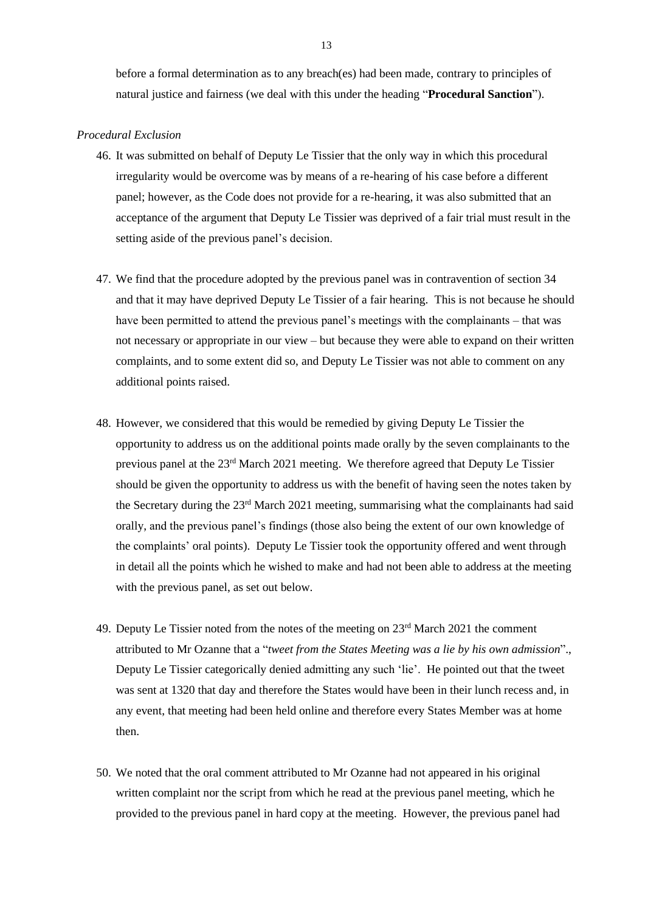before a formal determination as to any breach(es) had been made, contrary to principles of natural justice and fairness (we deal with this under the heading "**Procedural Sanction**").

*Procedural Exclusion*

46. It was submitted on behalf of Deputy Le Tissier that the only way in which this procedural irregularity would be overcome was by means of a re-hearing of his case before a different panel; however, as the Code does not provide for a re-hearing, it was also submitted that an acceptance of the argument that Deputy Le Tissier was deprived of a fair trial must result in the setting aside of the previous panel's decision.

47. We find that the procedure adopted by the previous panel was in contravention of section 34 and that it may have deprived Deputy Le Tissier of a fair hearing. This is not because he should have been permitted to attend the previous panel's meetings with the complainants – that was not necessary or appropriate in our view – but because they were able to expand on their written complaints, and to some extent did so, and Deputy Le Tissier was not able to comment on any additional points raised.

48. However, we considered that this would be remedied by giving Deputy Le Tissier the opportunity to address us on the additional points made orally by the seven complainants to the previous panel at the 23rd March 2021 meeting. We therefore agreed that Deputy Le Tissier should be given the opportunity to address us with the benefit of having seen the notes taken by the Secretary during the 23rd March 2021 meeting, summarising what the complainants had said orally, and the previous panel's findings (those also being the extent of our own knowledge of the complaints' oral points). Deputy Le Tissier took the opportunity offered and went through in detail all the points which he wished to make and had not been able to address at the meeting with the previous panel, as set out below.

49. Deputy Le Tissier noted from the notes of the meeting on 23rd March 2021 the comment attributed to Mr Ozanne that a "*tweet from the States Meeting was a lie by his own admission*"., Deputy Le Tissier categorically denied admitting any such 'lie'. He pointed out that the tweet was sent at 1320 that day and therefore the States would have been in their lunch recess and, in any event, that meeting had been held online and therefore every States Member was at home then.

50. We noted that the oral comment attributed to Mr Ozanne had not appeared in his original written complaint nor the script from which he read at the previous panel meeting, which he provided to the previous panel in hard copy at the meeting. However, the previous panel had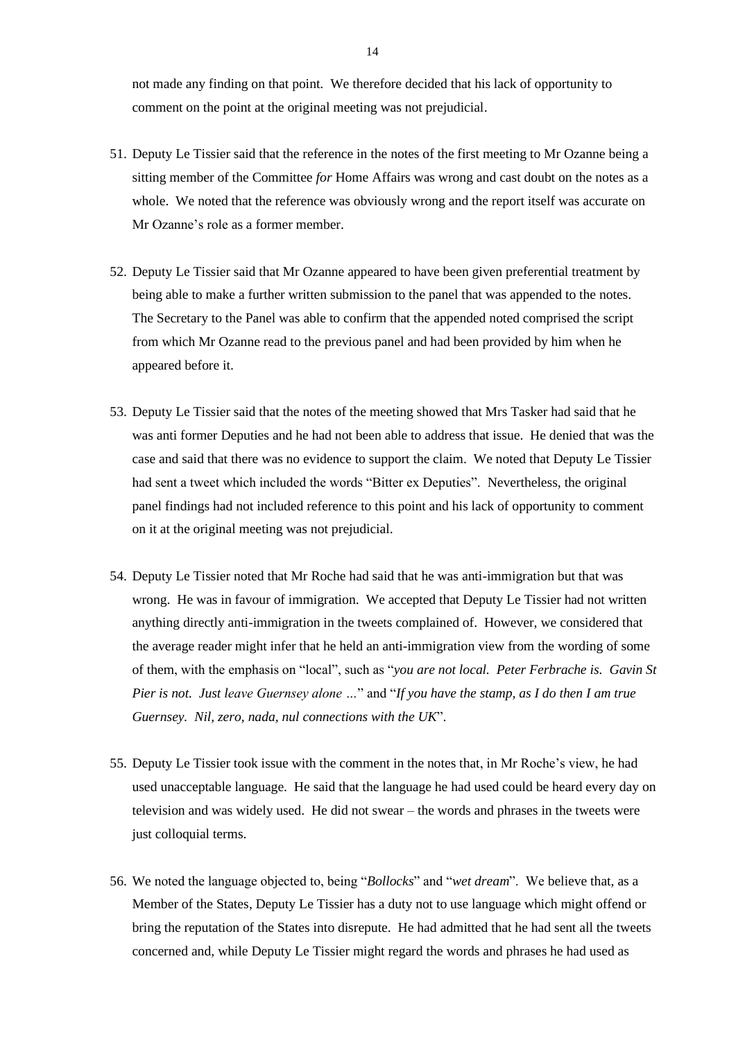not made any finding on that point. We therefore decided that his lack of opportunity to comment on the point at the original meeting was not prejudicial.

51. Deputy Le Tissier said that the reference in the notes of the first meeting to Mr Ozanne being a sitting member of the Committee *for* Home Affairs was wrong and cast doubt on the notes as a whole. We noted that the reference was obviously wrong and the report itself was accurate on Mr Ozanne's role as a former member.

52. Deputy Le Tissier said that Mr Ozanne appeared to have been given preferential treatment by being able to make a further written submission to the panel that was appended to the notes. The Secretary to the Panel was able to confirm that the appended noted comprised the script from which Mr Ozanne read to the previous panel and had been provided by him when he appeared before it.

53. Deputy Le Tissier said that the notes of the meeting showed that Mrs Tasker had said that he was anti former Deputies and he had not been able to address that issue. He denied that was the case and said that there was no evidence to support the claim. We noted that Deputy Le Tissier had sent a tweet which included the words "Bitter ex Deputies". Nevertheless, the original panel findings had not included reference to this point and his lack of opportunity to comment on it at the original meeting was not prejudicial.

54. Deputy Le Tissier noted that Mr Roche had said that he was anti-immigration but that was wrong. He was in favour of immigration. We accepted that Deputy Le Tissier had not written anything directly anti-immigration in the tweets complained of. However, we considered that the average reader might infer that he held an anti-immigration view from the wording of some of them, with the emphasis on "local", such as "*you are not local. Peter Ferbrache is. Gavin St Pier is not. Just leave Guernsey alone …*" and "*If you have the stamp, as I do then I am true Guernsey. Nil, zero, nada, nul connections with the UK*".

55. Deputy Le Tissier took issue with the comment in the notes that, in Mr Roche's view, he had used unacceptable language. He said that the language he had used could be heard every day on television and was widely used. He did not swear – the words and phrases in the tweets were just colloquial terms.

56. We noted the language objected to, being "*Bollocks*" and "*wet dream*". We believe that, as a Member of the States, Deputy Le Tissier has a duty not to use language which might offend or bring the reputation of the States into disrepute. He had admitted that he had sent all the tweets concerned and, while Deputy Le Tissier might regard the words and phrases he had used as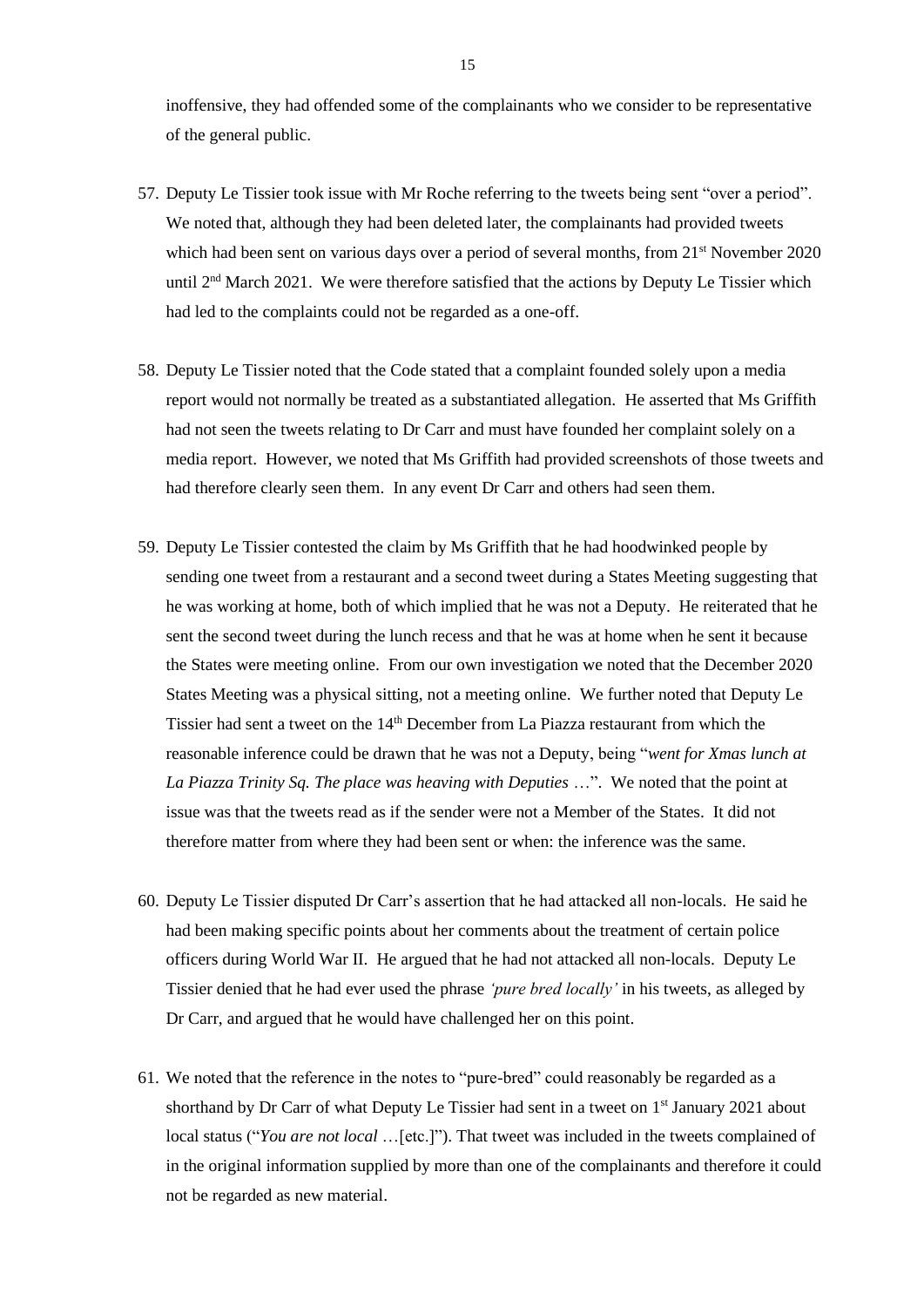inoffensive, they had offended some of the complainants who we consider to be representative of the general public.

57. Deputy Le Tissier took issue with Mr Roche referring to the tweets being sent "over a period". We noted that, although they had been deleted later, the complainants had provided tweets which had been sent on various days over a period of several months, from 21st November 2020 until 2nd March 2021. We were therefore satisfied that the actions by Deputy Le Tissier which had led to the complaints could not be regarded as a one-off.

58. Deputy Le Tissier noted that the Code stated that a complaint founded solely upon a media report would not normally be treated as a substantiated allegation. He asserted that Ms Griffith had not seen the tweets relating to Dr Carr and must have founded her complaint solely on a media report. However, we noted that Ms Griffith had provided screenshots of those tweets and had therefore clearly seen them. In any event Dr Carr and others had seen them.

59. Deputy Le Tissier contested the claim by Ms Griffith that he had hoodwinked people by sending one tweet from a restaurant and a second tweet during a States Meeting suggesting that he was working at home, both of which implied that he was not a Deputy. He reiterated that he sent the second tweet during the lunch recess and that he was at home when he sent it because the States were meeting online. From our own investigation we noted that the December 2020 States Meeting was a physical sitting, not a meeting online. We further noted that Deputy Le Tissier had sent a tweet on the 14th December from La Piazza restaurant from which the reasonable inference could be drawn that he was not a Deputy, being "*went for Xmas lunch at La Piazza Trinity Sq. The place was heaving with Deputies …*". We noted that the point at issue was that the tweets read as if the sender were not a Member of the States. It did not therefore matter from where they had been sent or when: the inference was the same.

60. Deputy Le Tissier disputed Dr Carr's assertion that he had attacked all non-locals. He said he had been making specific points about her comments about the treatment of certain police officers during World War II. He argued that he had not attacked all non-locals. Deputy Le Tissier denied that he had ever used the phrase *'pure bred locally'* in his tweets, as alleged by Dr Carr, and argued that he would have challenged her on this point.

61. We noted that the reference in the notes to "pure-bred" could reasonably be regarded as a shorthand by Dr Carr of what Deputy Le Tissier had sent in a tweet on 1st January 2021 about local status ("*You are not local* …[etc.]"). That tweet was included in the tweets complained of in the original information supplied by more than one of the complainants and therefore it could not be regarded as new material.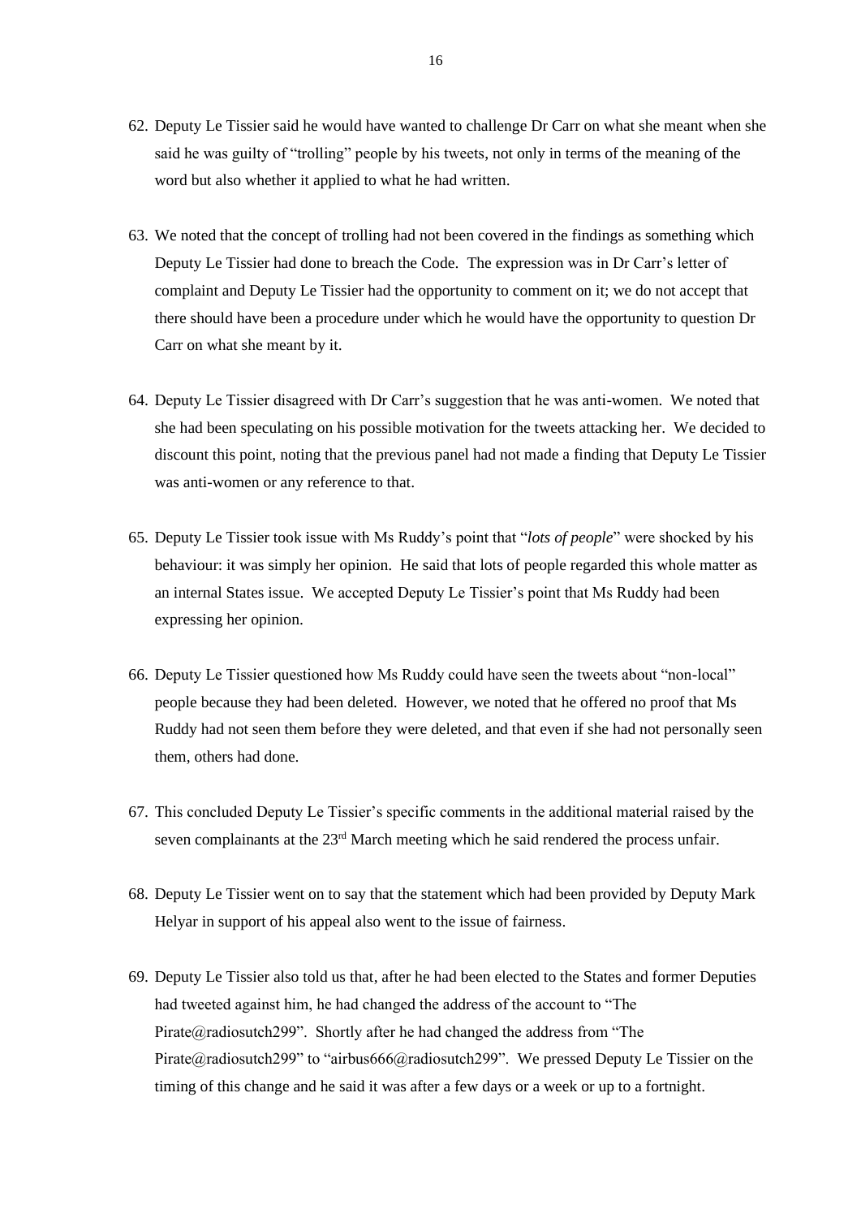62. Deputy Le Tissier said he would have wanted to challenge Dr Carr on what she meant when she said he was guilty of "trolling" people by his tweets, not only in terms of the meaning of the word but also whether it applied to what he had written.

63. We noted that the concept of trolling had not been covered in the findings as something which Deputy Le Tissier had done to breach the Code. The expression was in Dr Carr's letter of complaint and Deputy Le Tissier had the opportunity to comment on it; we do not accept that there should have been a procedure under which he would have the opportunity to question Dr Carr on what she meant by it.

64. Deputy Le Tissier disagreed with Dr Carr's suggestion that he was anti-women. We noted that she had been speculating on his possible motivation for the tweets attacking her. We decided to discount this point, noting that the previous panel had not made a finding that Deputy Le Tissier was anti-women or any reference to that.

65. Deputy Le Tissier took issue with Ms Ruddy's point that "*lots of people*" were shocked by his behaviour: it was simply her opinion. He said that lots of people regarded this whole matter as an internal States issue. We accepted Deputy Le Tissier's point that Ms Ruddy had been expressing her opinion.

66. Deputy Le Tissier questioned how Ms Ruddy could have seen the tweets about "non-local" people because they had been deleted. However, we noted that he offered no proof that Ms Ruddy had not seen them before they were deleted, and that even if she had not personally seen them, others had done.

67. This concluded Deputy Le Tissier's specific comments in the additional material raised by the seven complainants at the 23rd March meeting which he said rendered the process unfair.

68. Deputy Le Tissier went on to say that the statement which had been provided by Deputy Mark Helyar in support of his appeal also went to the issue of fairness.

69. Deputy Le Tissier also told us that, after he had been elected to the States and former Deputies had tweeted against him, he had changed the address of the account to "The Pirate@radiosutch299". Shortly after he had changed the address from "The Pirate@radiosutch299" to "airbus666@radiosutch299". We pressed Deputy Le Tissier on the timing of this change and he said it was after a few days or a week or up to a fortnight.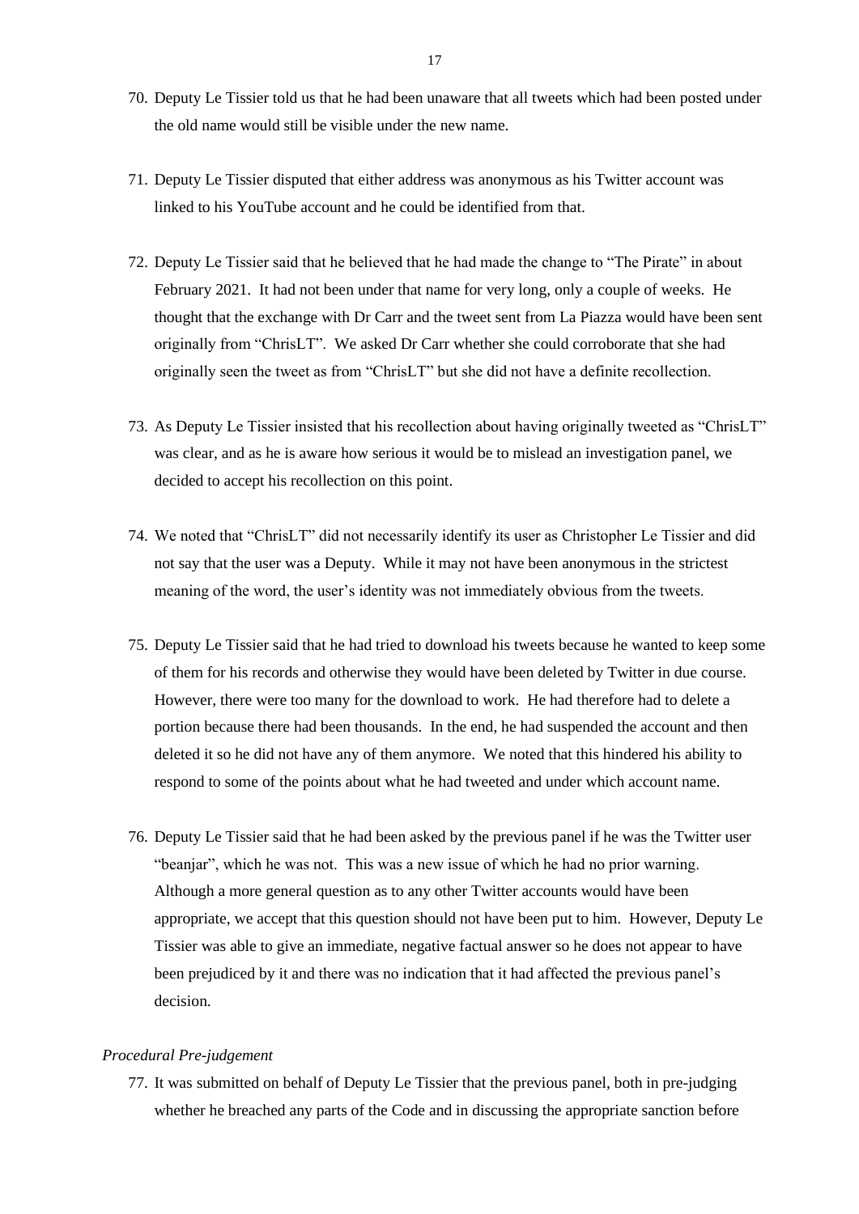70. Deputy Le Tissier told us that he had been unaware that all tweets which had been posted under the old name would still be visible under the new name.

71. Deputy Le Tissier disputed that either address was anonymous as his Twitter account was linked to his YouTube account and he could be identified from that.

72. Deputy Le Tissier said that he believed that he had made the change to "The Pirate" in about February 2021. It had not been under that name for very long, only a couple of weeks. He thought that the exchange with Dr Carr and the tweet sent from La Piazza would have been sent originally from "ChrisLT". We asked Dr Carr whether she could corroborate that she had originally seen the tweet as from "ChrisLT" but she did not have a definite recollection.

73. As Deputy Le Tissier insisted that his recollection about having originally tweeted as "ChrisLT" was clear, and as he is aware how serious it would be to mislead an investigation panel, we decided to accept his recollection on this point.

74. We noted that "ChrisLT" did not necessarily identify its user as Christopher Le Tissier and did not say that the user was a Deputy. While it may not have been anonymous in the strictest meaning of the word, the user's identity was not immediately obvious from the tweets.

75. Deputy Le Tissier said that he had tried to download his tweets because he wanted to keep some of them for his records and otherwise they would have been deleted by Twitter in due course. However, there were too many for the download to work. He had therefore had to delete a portion because there had been thousands. In the end, he had suspended the account and then deleted it so he did not have any of them anymore. We noted that this hindered his ability to respond to some of the points about what he had tweeted and under which account name.

76. Deputy Le Tissier said that he had been asked by the previous panel if he was the Twitter user "beanjar", which he was not. This was a new issue of which he had no prior warning. Although a more general question as to any other Twitter accounts would have been appropriate, we accept that this question should not have been put to him. However, Deputy Le Tissier was able to give an immediate, negative factual answer so he does not appear to have been prejudiced by it and there was no indication that it had affected the previous panel's decision.

*Procedural Pre-judgement*

77. It was submitted on behalf of Deputy Le Tissier that the previous panel, both in pre-judging whether he breached any parts of the Code and in discussing the appropriate sanction before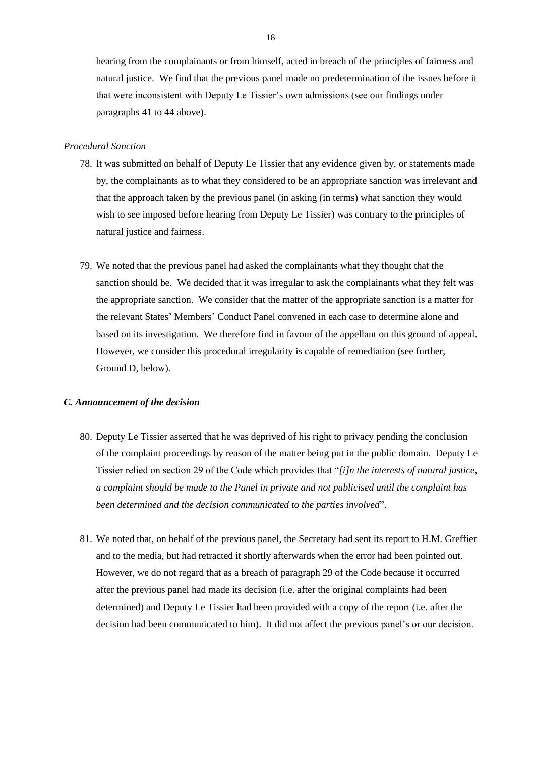hearing from the complainants or from himself, acted in breach of the principles of fairness and natural justice. We find that the previous panel made no predetermination of the issues before it that were inconsistent with Deputy Le Tissier's own admissions (see our findings under paragraphs 41 to 44 above).

*Procedural Sanction*

78. It was submitted on behalf of Deputy Le Tissier that any evidence given by, or statements made by, the complainants as to what they considered to be an appropriate sanction was irrelevant and that the approach taken by the previous panel (in asking (in terms) what sanction they would wish to see imposed before hearing from Deputy Le Tissier) was contrary to the principles of natural justice and fairness.

79. We noted that the previous panel had asked the complainants what they thought that the sanction should be. We decided that it was irregular to ask the complainants what they felt was the appropriate sanction. We consider that the matter of the appropriate sanction is a matter for the relevant States' Members' Conduct Panel convened in each case to determine alone and based on its investigation. We therefore find in favour of the appellant on this ground of appeal. However, we consider this procedural irregularity is capable of remediation (see further, Ground D, below).

### *C. Announcement of the decision*

80. Deputy Le Tissier asserted that he was deprived of his right to privacy pending the conclusion of the complaint proceedings by reason of the matter being put in the public domain. Deputy Le Tissier relied on section 29 of the Code which provides that "*[i]n the interests of natural justice, a complaint should be made to the Panel in private and not publicised until the complaint has been determined and the decision communicated to the parties involved*".

81. We noted that, on behalf of the previous panel, the Secretary had sent its report to H.M. Greffier and to the media, but had retracted it shortly afterwards when the error had been pointed out. However, we do not regard that as a breach of paragraph 29 of the Code because it occurred after the previous panel had made its decision (i.e. after the original complaints had been determined) and Deputy Le Tissier had been provided with a copy of the report (i.e. after the decision had been communicated to him). It did not affect the previous panel's or our decision.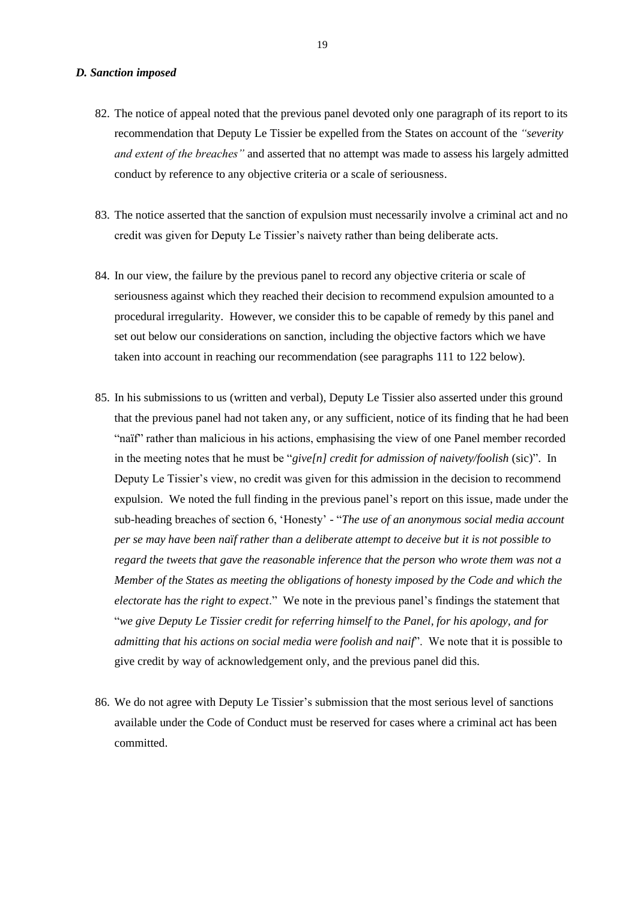### *D. Sanction imposed*

82. The notice of appeal noted that the previous panel devoted only one paragraph of its report to its recommendation that Deputy Le Tissier be expelled from the States on account of the *"severity and extent of the breaches"* and asserted that no attempt was made to assess his largely admitted conduct by reference to any objective criteria or a scale of seriousness.

83. The notice asserted that the sanction of expulsion must necessarily involve a criminal act and no credit was given for Deputy Le Tissier's naivety rather than being deliberate acts.

84. In our view, the failure by the previous panel to record any objective criteria or scale of seriousness against which they reached their decision to recommend expulsion amounted to a procedural irregularity. However, we consider this to be capable of remedy by this panel and set out below our considerations on sanction, including the objective factors which we have taken into account in reaching our recommendation (see paragraphs 111 to 122 below).

85. In his submissions to us (written and verbal), Deputy Le Tissier also asserted under this ground that the previous panel had not taken any, or any sufficient, notice of its finding that he had been "naïf" rather than malicious in his actions, emphasising the view of one Panel member recorded in the meeting notes that he must be "*give[n] credit for admission of naivety/foolish* (sic)". In Deputy Le Tissier's view, no credit was given for this admission in the decision to recommend expulsion. We noted the full finding in the previous panel's report on this issue, made under the sub-heading breaches of section 6, 'Honesty' - "*The use of an anonymous social media account per se may have been naïf rather than a deliberate attempt to deceive but it is not possible to regard the tweets that gave the reasonable inference that the person who wrote them was not a Member of the States as meeting the obligations of honesty imposed by the Code and which the electorate has the right to expect*." We note in the previous panel's findings the statement that "*we give Deputy Le Tissier credit for referring himself to the Panel, for his apology, and for admitting that his actions on social media were foolish and naif*". We note that it is possible to give credit by way of acknowledgement only, and the previous panel did this.

86. We do not agree with Deputy Le Tissier's submission that the most serious level of sanctions available under the Code of Conduct must be reserved for cases where a criminal act has been committed.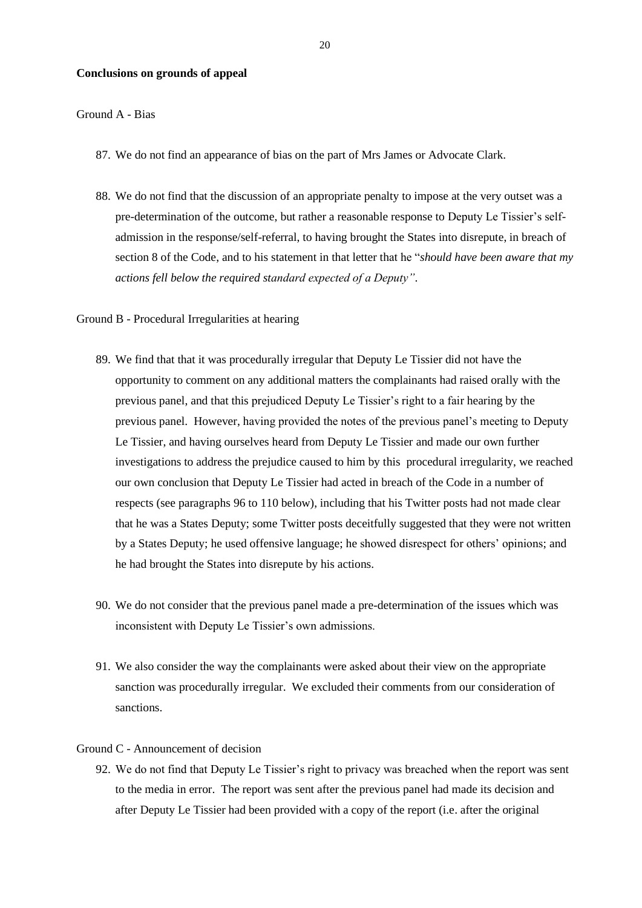**Conclusions on grounds of appeal**

Ground A - Bias

87. We do not find an appearance of bias on the part of Mrs James or Advocate Clark.

88. We do not find that the discussion of an appropriate penalty to impose at the very outset was a pre-determination of the outcome, but rather a reasonable response to Deputy Le Tissier's self-admission in the response/self-referral, to having brought the States into disrepute, in breach of section 8 of the Code, and to his statement in that letter that he "*should have been aware that my actions fell below the required standard expected of a Deputy"*.

Ground B - Procedural Irregularities at hearing

89. We find that that it was procedurally irregular that Deputy Le Tissier did not have the opportunity to comment on any additional matters the complainants had raised orally with the previous panel, and that this prejudiced Deputy Le Tissier's right to a fair hearing by the previous panel. However, having provided the notes of the previous panel's meeting to Deputy Le Tissier, and having ourselves heard from Deputy Le Tissier and made our own further investigations to address the prejudice caused to him by this procedural irregularity, we reached our own conclusion that Deputy Le Tissier had acted in breach of the Code in a number of respects (see paragraphs 96 to 110 below), including that his Twitter posts had not made clear that he was a States Deputy; some Twitter posts deceitfully suggested that they were not written by a States Deputy; he used offensive language; he showed disrespect for others' opinions; and he had brought the States into disrepute by his actions.

90. We do not consider that the previous panel made a pre-determination of the issues which was inconsistent with Deputy Le Tissier's own admissions.

91. We also consider the way the complainants were asked about their view on the appropriate sanction was procedurally irregular. We excluded their comments from our consideration of sanctions.

Ground C - Announcement of decision

92. We do not find that Deputy Le Tissier's right to privacy was breached when the report was sent to the media in error. The report was sent after the previous panel had made its decision and after Deputy Le Tissier had been provided with a copy of the report (i.e. after the original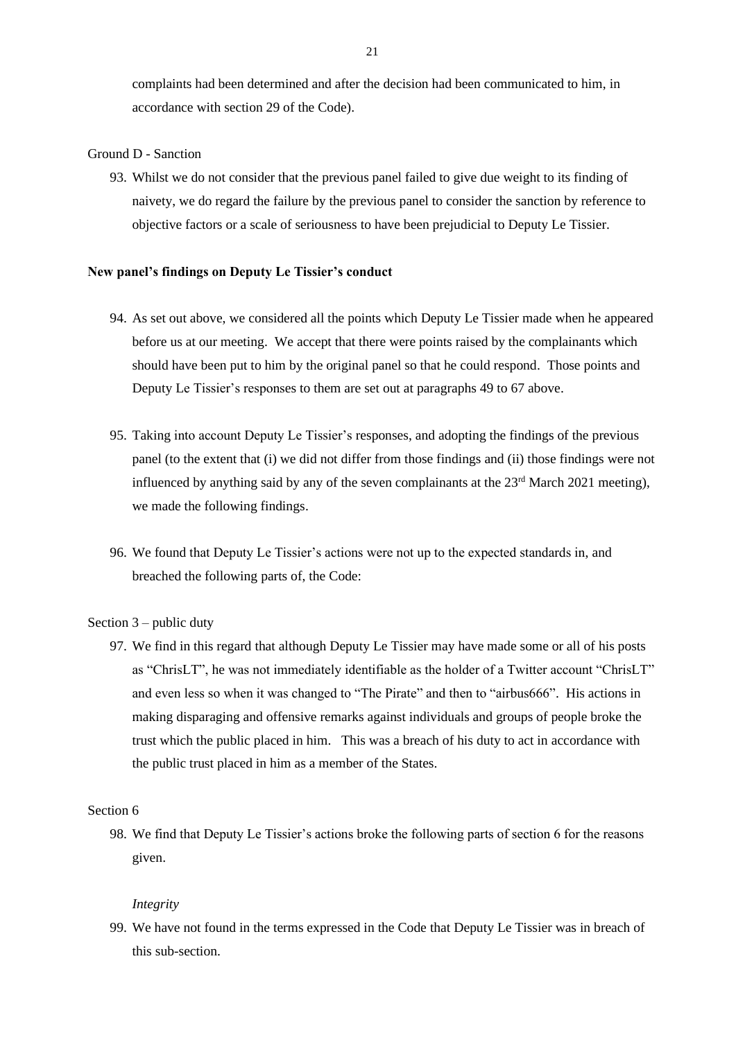complaints had been determined and after the decision had been communicated to him, in accordance with section 29 of the Code).

Ground D - Sanction

93. Whilst we do not consider that the previous panel failed to give due weight to its finding of naivety, we do regard the failure by the previous panel to consider the sanction by reference to objective factors or a scale of seriousness to have been prejudicial to Deputy Le Tissier.

**New panel's findings on Deputy Le Tissier's conduct**

94. As set out above, we considered all the points which Deputy Le Tissier made when he appeared before us at our meeting. We accept that there were points raised by the complainants which should have been put to him by the original panel so that he could respond. Those points and Deputy Le Tissier's responses to them are set out at paragraphs 49 to 67 above.

95. Taking into account Deputy Le Tissier's responses, and adopting the findings of the previous panel (to the extent that (i) we did not differ from those findings and (ii) those findings were not influenced by anything said by any of the seven complainants at the 23rd March 2021 meeting), we made the following findings.

96. We found that Deputy Le Tissier's actions were not up to the expected standards in, and breached the following parts of, the Code:

Section 3 – public duty

97. We find in this regard that although Deputy Le Tissier may have made some or all of his posts as "ChrisLT", he was not immediately identifiable as the holder of a Twitter account "ChrisLT" and even less so when it was changed to "The Pirate" and then to "airbus666". His actions in making disparaging and offensive remarks against individuals and groups of people broke the trust which the public placed in him. This was a breach of his duty to act in accordance with the public trust placed in him as a member of the States.

Section 6

98. We find that Deputy Le Tissier's actions broke the following parts of section 6 for the reasons given.

*Integrity*

99. We have not found in the terms expressed in the Code that Deputy Le Tissier was in breach of this sub-section.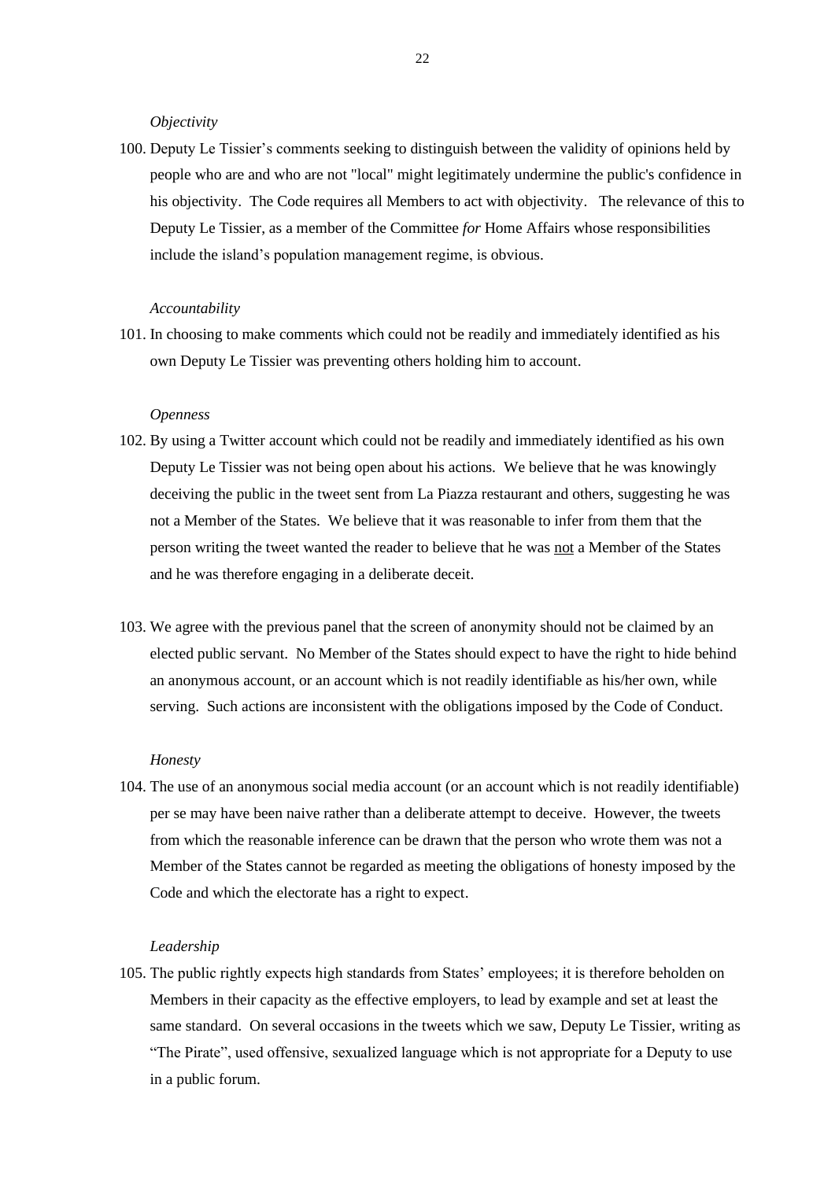*Objectivity*

100. Deputy Le Tissier's comments seeking to distinguish between the validity of opinions held by people who are and who are not "local" might legitimately undermine the public's confidence in his objectivity. The Code requires all Members to act with objectivity. The relevance of this to Deputy Le Tissier, as a member of the Committee *for* Home Affairs whose responsibilities include the island's population management regime, is obvious.

*Accountability*

101. In choosing to make comments which could not be readily and immediately identified as his own Deputy Le Tissier was preventing others holding him to account.

*Openness*

102. By using a Twitter account which could not be readily and immediately identified as his own Deputy Le Tissier was not being open about his actions. We believe that he was knowingly deceiving the public in the tweet sent from La Piazza restaurant and others, suggesting he was not a Member of the States. We believe that it was reasonable to infer from them that the person writing the tweet wanted the reader to believe that he was <u>not</u> a Member of the States and he was therefore engaging in a deliberate deceit.

103. We agree with the previous panel that the screen of anonymity should not be claimed by an elected public servant. No Member of the States should expect to have the right to hide behind an anonymous account, or an account which is not readily identifiable as his/her own, while serving. Such actions are inconsistent with the obligations imposed by the Code of Conduct.

*Honesty*

104. The use of an anonymous social media account (or an account which is not readily identifiable) per se may have been naive rather than a deliberate attempt to deceive. However, the tweets from which the reasonable inference can be drawn that the person who wrote them was not a Member of the States cannot be regarded as meeting the obligations of honesty imposed by the Code and which the electorate has a right to expect.

*Leadership*

105. The public rightly expects high standards from States' employees; it is therefore beholden on Members in their capacity as the effective employers, to lead by example and set at least the same standard. On several occasions in the tweets which we saw, Deputy Le Tissier, writing as "The Pirate", used offensive, sexualized language which is not appropriate for a Deputy to use in a public forum.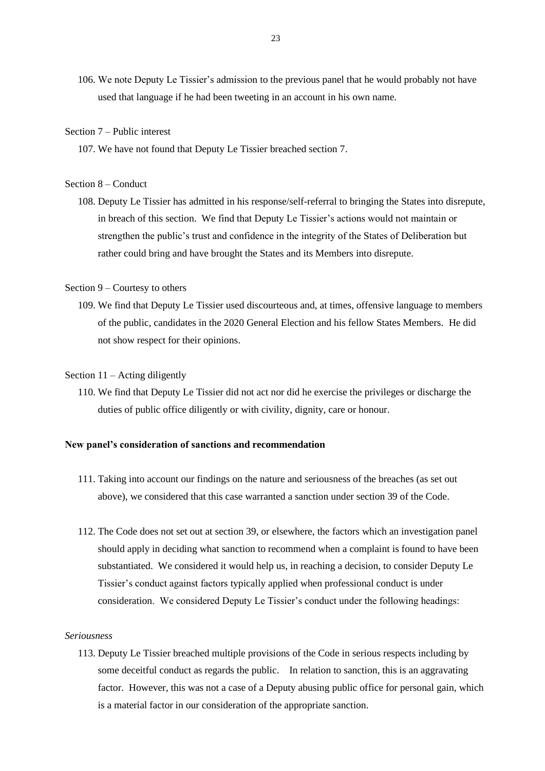106. We note Deputy Le Tissier's admission to the previous panel that he would probably not have used that language if he had been tweeting in an account in his own name.

Section 7 – Public interest

107. We have not found that Deputy Le Tissier breached section 7.

Section 8 – Conduct

108. Deputy Le Tissier has admitted in his response/self-referral to bringing the States into disrepute, in breach of this section. We find that Deputy Le Tissier's actions would not maintain or strengthen the public's trust and confidence in the integrity of the States of Deliberation but rather could bring and have brought the States and its Members into disrepute.

Section 9 – Courtesy to others

109. We find that Deputy Le Tissier used discourteous and, at times, offensive language to members of the public, candidates in the 2020 General Election and his fellow States Members. He did not show respect for their opinions.

Section 11 – Acting diligently

110. We find that Deputy Le Tissier did not act nor did he exercise the privileges or discharge the duties of public office diligently or with civility, dignity, care or honour.

**New panel's consideration of sanctions and recommendation**

111. Taking into account our findings on the nature and seriousness of the breaches (as set out above), we considered that this case warranted a sanction under section 39 of the Code.

112. The Code does not set out at section 39, or elsewhere, the factors which an investigation panel should apply in deciding what sanction to recommend when a complaint is found to have been substantiated. We considered it would help us, in reaching a decision, to consider Deputy Le Tissier's conduct against factors typically applied when professional conduct is under consideration. We considered Deputy Le Tissier's conduct under the following headings:

*Seriousness*

113. Deputy Le Tissier breached multiple provisions of the Code in serious respects including by some deceitful conduct as regards the public. In relation to sanction, this is an aggravating factor. However, this was not a case of a Deputy abusing public office for personal gain, which is a material factor in our consideration of the appropriate sanction.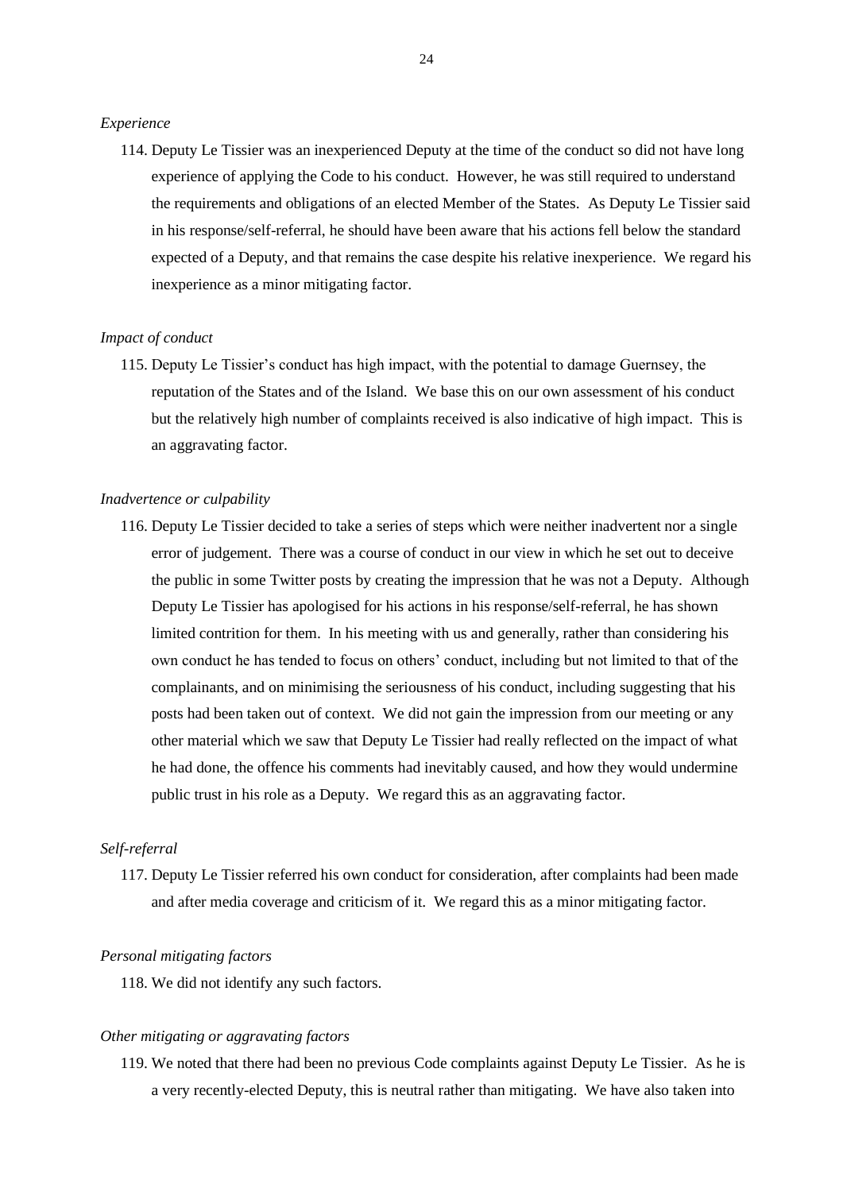*Experience*

114. Deputy Le Tissier was an inexperienced Deputy at the time of the conduct so did not have long experience of applying the Code to his conduct. However, he was still required to understand the requirements and obligations of an elected Member of the States. As Deputy Le Tissier said in his response/self-referral, he should have been aware that his actions fell below the standard expected of a Deputy, and that remains the case despite his relative inexperience. We regard his inexperience as a minor mitigating factor.

*Impact of conduct*

115. Deputy Le Tissier's conduct has high impact, with the potential to damage Guernsey, the reputation of the States and of the Island. We base this on our own assessment of his conduct but the relatively high number of complaints received is also indicative of high impact. This is an aggravating factor.

*Inadvertence or culpability*

116. Deputy Le Tissier decided to take a series of steps which were neither inadvertent nor a single error of judgement. There was a course of conduct in our view in which he set out to deceive the public in some Twitter posts by creating the impression that he was not a Deputy. Although Deputy Le Tissier has apologised for his actions in his response/self-referral, he has shown limited contrition for them. In his meeting with us and generally, rather than considering his own conduct he has tended to focus on others' conduct, including but not limited to that of the complainants, and on minimising the seriousness of his conduct, including suggesting that his posts had been taken out of context. We did not gain the impression from our meeting or any other material which we saw that Deputy Le Tissier had really reflected on the impact of what he had done, the offence his comments had inevitably caused, and how they would undermine public trust in his role as a Deputy. We regard this as an aggravating factor.

*Self-referral*

117. Deputy Le Tissier referred his own conduct for consideration, after complaints had been made and after media coverage and criticism of it. We regard this as a minor mitigating factor.

*Personal mitigating factors*

118. We did not identify any such factors.

*Other mitigating or aggravating factors*

119. We noted that there had been no previous Code complaints against Deputy Le Tissier. As he is a very recently-elected Deputy, this is neutral rather than mitigating. We have also taken into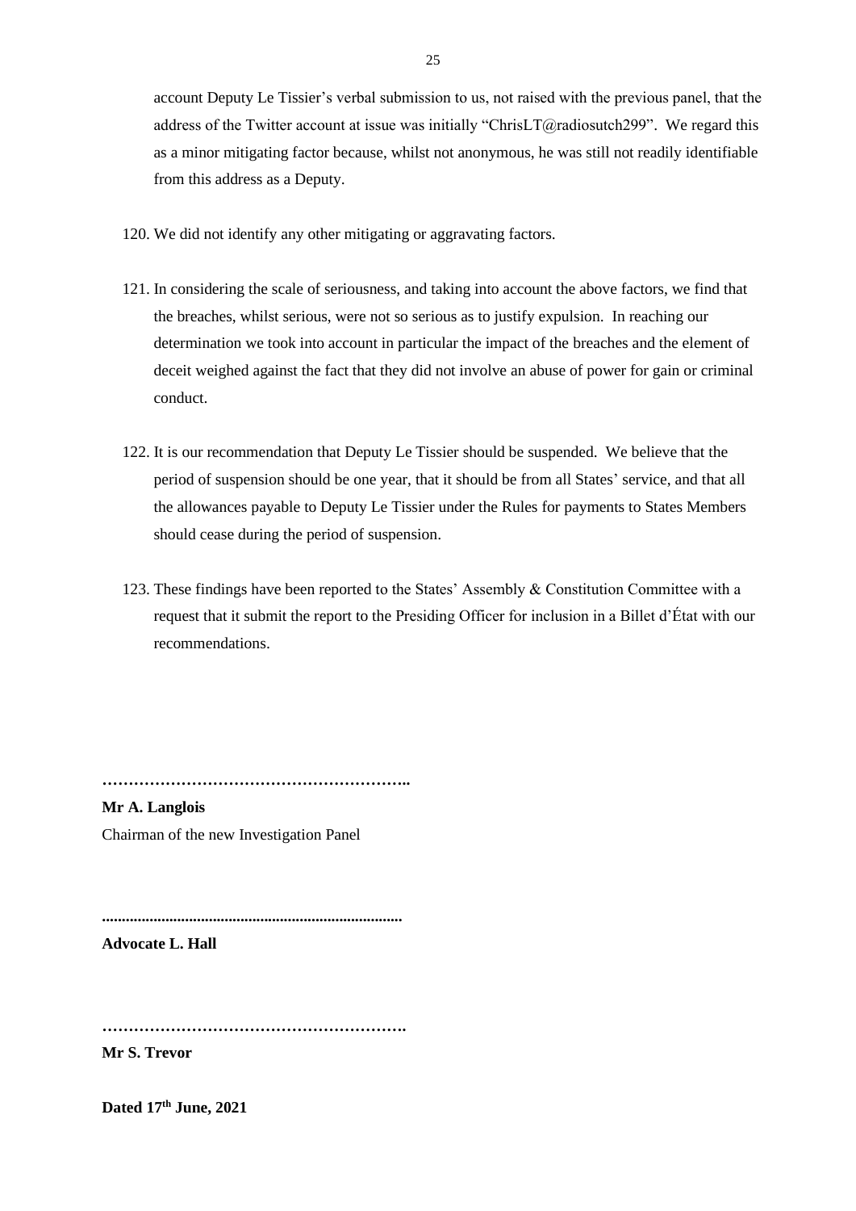account Deputy Le Tissier's verbal submission to us, not raised with the previous panel, that the address of the Twitter account at issue was initially "ChrisLT@radiosutch299". We regard this as a minor mitigating factor because, whilst not anonymous, he was still not readily identifiable from this address as a Deputy.

120. We did not identify any other mitigating or aggravating factors.

121. In considering the scale of seriousness, and taking into account the above factors, we find that the breaches, whilst serious, were not so serious as to justify expulsion. In reaching our determination we took into account in particular the impact of the breaches and the element of deceit weighed against the fact that they did not involve an abuse of power for gain or criminal conduct.

122. It is our recommendation that Deputy Le Tissier should be suspended. We believe that the period of suspension should be one year, that it should be from all States' service, and that all the allowances payable to Deputy Le Tissier under the Rules for payments to States Members should cease during the period of suspension.

123. These findings have been reported to the States' Assembly & Constitution Committee with a request that it submit the report to the Presiding Officer for inclusion in a Billet d'État with our recommendations.

……………………………………………………..

**Mr A. Langlois**

Chairman of the new Investigation Panel

...........................................................................

**Advocate L. Hall**

…………………………………………………….

**Mr S. Trevor**

**Dated 17th June, 2021**